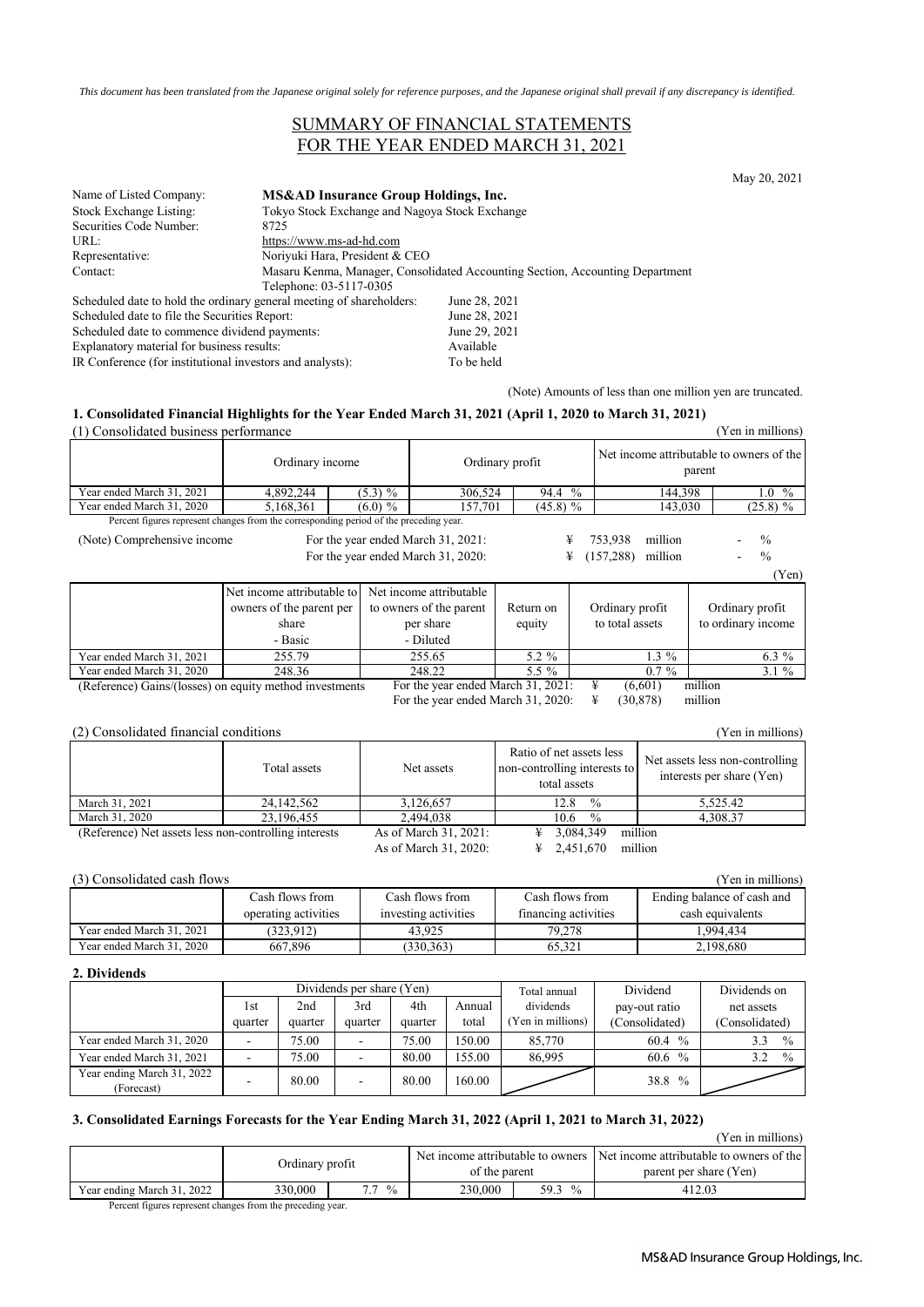*This document has been translated from the Japanese original solely for reference purposes, and the Japanese original shall prevail if any discrepancy is identified.*

# SUMMARY OF FINANCIAL STATEMENTS FOR THE YEAR ENDED MARCH 31, 2021

May 20, 2021

| | |
|---|---|
| Name of Listed Company: | **MS&AD Insurance Group Holdings, Inc.** |
| Stock Exchange Listing: | Tokyo Stock Exchange and Nagoya Stock Exchange |
| Securities Code Number: | 8725 |
| URL: | https://www.ms-ad-hd.com |
| Representative: | Noriyuki Hara, President & CEO |
| Contact: | Masaru Kenma, Manager, Consolidated Accounting Section, Accounting Department<br>Telephone: 03-5117-0305 |

| | |
|---|---|
| Scheduled date to hold the ordinary general meeting of shareholders: | June 28, 2021 |
| Scheduled date to file the Securities Report: | June 28, 2021 |
| Scheduled date to commence dividend payments: | June 29, 2021 |
| Explanatory material for business results: | Available |
| IR Conference (for institutional investors and analysts): | To be held |

(Note) Amounts of less than one million yen are truncated.

## 1. Consolidated Financial Highlights for the Year Ended March 31, 2021 (April 1, 2020 to March 31, 2021)

(1) Consolidated business performance (Yen in millions)

| | Ordinary income | | Ordinary profit | | Net income attributable to owners of the parent | |
|---|---|---|---|---|---|---|
| Year ended March 31, 2021 | 4,892,244 | (5.3) % | 306,524 | 94.4 % | 144,398 | 1.0 % |
| Year ended March 31, 2020 | 5,168,361 | (6.0) % | 157,701 | (45.8) % | 143,030 | (25.8) % |

Percent figures represent changes from the corresponding period of the preceding year.

(Note) Comprehensive income
For the year ended March 31, 2021: ¥ 753,938 million - %
For the year ended March 31, 2020: ¥ (157,288) million - %

(Yen)

| | Net income attributable to owners of the parent per share - Basic | Net income attributable to owners of the parent per share - Diluted | Return on equity | Ordinary profit to total assets | Ordinary profit to ordinary income |
|---|---|---|---|---|---|
| Year ended March 31, 2021 | 255.79 | 255.65 | 5.2 % | 1.3 % | 6.3 % |
| Year ended March 31, 2020 | 248.36 | 248.22 | 5.5 % | 0.7 % | 3.1 % |

(Reference) Gains/(losses) on equity method investments
For the year ended March 31, 2021: ¥ (6,601) million
For the year ended March 31, 2020: ¥ (30,878) million

(2) Consolidated financial conditions (Yen in millions)

| | Total assets | Net assets | Ratio of net assets less non-controlling interests to total assets | Net assets less non-controlling interests per share (Yen) |
|---|---|---|---|---|
| March 31, 2021 | 24,142,562 | 3,126,657 | 12.8 % | 5,525.42 |
| March 31, 2020 | 23,196,455 | 2,494,038 | 10.6 % | 4,308.37 |

(Reference) Net assets less non-controlling interests
As of March 31, 2021: ¥ 3,084,349 million
As of March 31, 2020: ¥ 2,451,670 million

(3) Consolidated cash flows (Yen in millions)

| | Cash flows from operating activities | Cash flows from investing activities | Cash flows from financing activities | Ending balance of cash and cash equivalents |
|---|---|---|---|---|
| Year ended March 31, 2021 | (323,912) | 43,925 | 79,278 | 1,994,434 |
| Year ended March 31, 2020 | 667,896 | (330,363) | 65,321 | 2,198,680 |

## 2. Dividends

| | Dividends per share (Yen) | | | | | Total annual dividends (Yen in millions) | Dividend pay-out ratio (Consolidated) | Dividends on net assets (Consolidated) |
|---|---|---|---|---|---|---|---|---|
| | 1st quarter | 2nd quarter | 3rd quarter | 4th quarter | Annual total | | | |
| Year ended March 31, 2020 | - | 75.00 | - | 75.00 | 150.00 | 85,770 | 60.4 % | 3.3 % |
| Year ended March 31, 2021 | - | 75.00 | - | 80.00 | 155.00 | 86,995 | 60.6 % | 3.2 % |
| Year ending March 31, 2022 (Forecast) | - | 80.00 | - | 80.00 | 160.00 | | 38.8 % | |

## 3. Consolidated Earnings Forecasts for the Year Ending March 31, 2022 (April 1, 2021 to March 31, 2022)

(Yen in millions)

| | Ordinary profit | | Net income attributable to owners of the parent | | Net income attributable to owners of the parent per share (Yen) |
|---|---|---|---|---|---|
| Year ending March 31, 2022 | 330,000 | 7.7 % | 230,000 | 59.3 % | 412.03 |

Percent figures represent changes from the preceding year.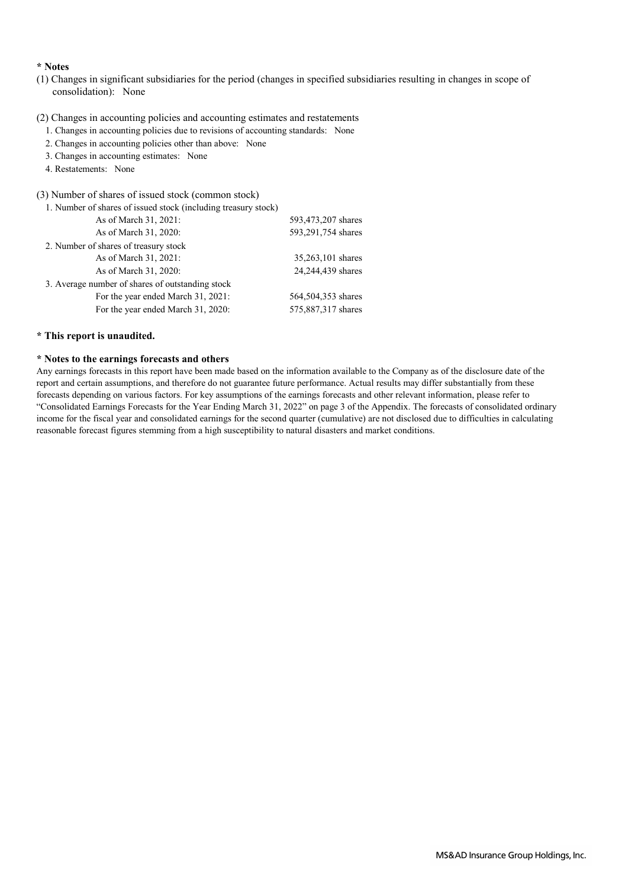**\* Notes**

(1) Changes in significant subsidiaries for the period (changes in specified subsidiaries resulting in changes in scope of consolidation): None

(2) Changes in accounting policies and accounting estimates and restatements

1. Changes in accounting policies due to revisions of accounting standards: None
2. Changes in accounting policies other than above: None
3. Changes in accounting estimates: None
4. Restatements: None

(3) Number of shares of issued stock (common stock)

| | |
|---|---|
| 1. Number of shares of issued stock (including treasury stock) | |
| As of March 31, 2021: | 593,473,207 shares |
| As of March 31, 2020: | 593,291,754 shares |
| 2. Number of shares of treasury stock | |
| As of March 31, 2021: | 35,263,101 shares |
| As of March 31, 2020: | 24,244,439 shares |
| 3. Average number of shares of outstanding stock | |
| For the year ended March 31, 2021: | 564,504,353 shares |
| For the year ended March 31, 2020: | 575,887,317 shares |

**\* This report is unaudited.**

**\* Notes to the earnings forecasts and others**

Any earnings forecasts in this report have been made based on the information available to the Company as of the disclosure date of the report and certain assumptions, and therefore do not guarantee future performance. Actual results may differ substantially from these forecasts depending on various factors. For key assumptions of the earnings forecasts and other relevant information, please refer to "Consolidated Earnings Forecasts for the Year Ending March 31, 2022" on page 3 of the Appendix. The forecasts of consolidated ordinary income for the fiscal year and consolidated earnings for the second quarter (cumulative) are not disclosed due to difficulties in calculating reasonable forecast figures stemming from a high susceptibility to natural disasters and market conditions.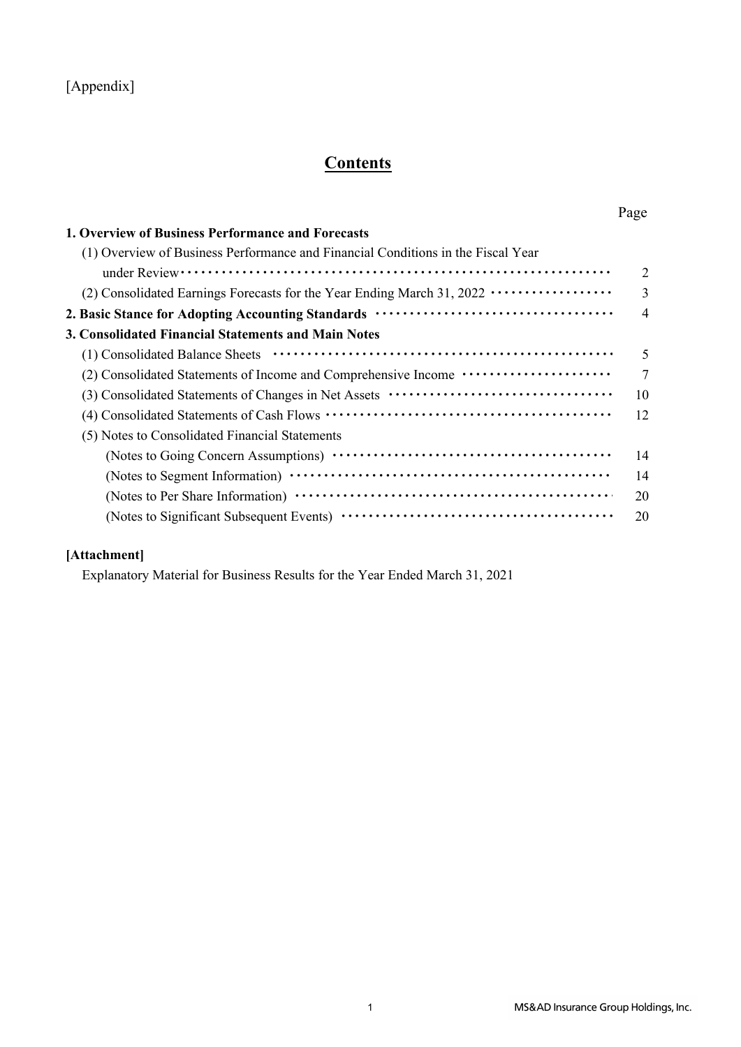[Appendix]

# Contents

| | Page |
|---|---|
| **1. Overview of Business Performance and Forecasts** | |
| (1) Overview of Business Performance and Financial Conditions in the Fiscal Year under Review | 2 |
| (2) Consolidated Earnings Forecasts for the Year Ending March 31, 2022 | 3 |
| **2. Basic Stance for Adopting Accounting Standards** | 4 |
| **3. Consolidated Financial Statements and Main Notes** | |
| (1) Consolidated Balance Sheets | 5 |
| (2) Consolidated Statements of Income and Comprehensive Income | 7 |
| (3) Consolidated Statements of Changes in Net Assets | 10 |
| (4) Consolidated Statements of Cash Flows | 12 |
| (5) Notes to Consolidated Financial Statements | |
| (Notes to Going Concern Assumptions) | 14 |
| (Notes to Segment Information) | 14 |
| (Notes to Per Share Information) | 20 |
| (Notes to Significant Subsequent Events) | 20 |

**[Attachment]**

Explanatory Material for Business Results for the Year Ended March 31, 2021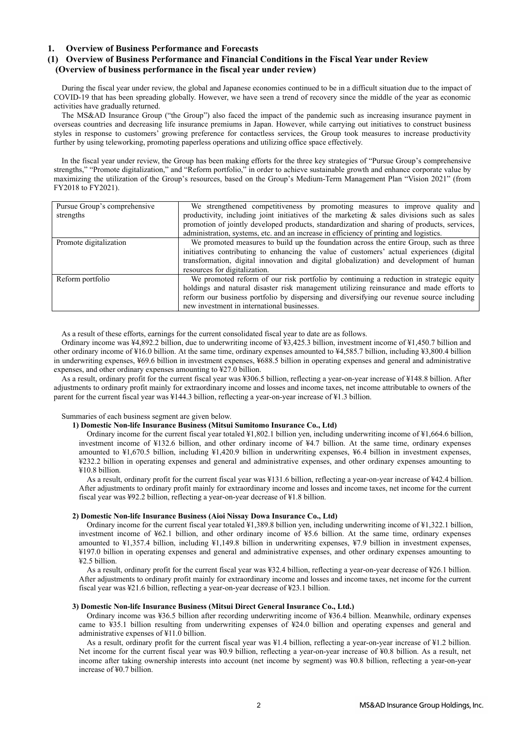# 1. Overview of Business Performance and Forecasts

## (1) Overview of Business Performance and Financial Conditions in the Fiscal Year under Review

### (Overview of business performance in the fiscal year under review)

During the fiscal year under review, the global and Japanese economies continued to be in a difficult situation due to the impact of COVID-19 that has been spreading globally. However, we have seen a trend of recovery since the middle of the year as economic activities have gradually returned.

The MS&AD Insurance Group ("the Group") also faced the impact of the pandemic such as increasing insurance payment in overseas countries and decreasing life insurance premiums in Japan. However, while carrying out initiatives to construct business styles in response to customers' growing preference for contactless services, the Group took measures to increase productivity further by using teleworking, promoting paperless operations and utilizing office space effectively.

In the fiscal year under review, the Group has been making efforts for the three key strategies of "Pursue Group's comprehensive strengths," "Promote digitalization," and "Reform portfolio," in order to achieve sustainable growth and enhance corporate value by maximizing the utilization of the Group's resources, based on the Group's Medium-Term Management Plan "Vision 2021" (from FY2018 to FY2021).

| | |
|---|---|
| Pursue Group's comprehensive strengths | We strengthened competitiveness by promoting measures to improve quality and productivity, including joint initiatives of the marketing & sales divisions such as sales promotion of jointly developed products, standardization and sharing of products, services, administration, systems, etc. and an increase in efficiency of printing and logistics. |
| Promote digitalization | We promoted measures to build up the foundation across the entire Group, such as three initiatives contributing to enhancing the value of customers' actual experiences (digital transformation, digital innovation and digital globalization) and development of human resources for digitalization. |
| Reform portfolio | We promoted reform of our risk portfolio by continuing a reduction in strategic equity holdings and natural disaster risk management utilizing reinsurance and made efforts to reform our business portfolio by dispersing and diversifying our revenue source including new investment in international businesses. |

As a result of these efforts, earnings for the current consolidated fiscal year to date are as follows.

Ordinary income was ¥4,892.2 billion, due to underwriting income of ¥3,425.3 billion, investment income of ¥1,450.7 billion and other ordinary income of ¥16.0 billion. At the same time, ordinary expenses amounted to ¥4,585.7 billion, including ¥3,800.4 billion in underwriting expenses, ¥69.6 billion in investment expenses, ¥688.5 billion in operating expenses and general and administrative expenses, and other ordinary expenses amounting to ¥27.0 billion.

As a result, ordinary profit for the current fiscal year was ¥306.5 billion, reflecting a year-on-year increase of ¥148.8 billion. After adjustments to ordinary profit mainly for extraordinary income and losses and income taxes, net income attributable to owners of the parent for the current fiscal year was ¥144.3 billion, reflecting a year-on-year increase of ¥1.3 billion.

Summaries of each business segment are given below.

#### 1) Domestic Non-life Insurance Business (Mitsui Sumitomo Insurance Co., Ltd)

Ordinary income for the current fiscal year totaled ¥1,802.1 billion yen, including underwriting income of ¥1,664.6 billion, investment income of ¥132.6 billion, and other ordinary income of ¥4.7 billion. At the same time, ordinary expenses amounted to ¥1,670.5 billion, including ¥1,420.9 billion in underwriting expenses, ¥6.4 billion in investment expenses, ¥232.2 billion in operating expenses and general and administrative expenses, and other ordinary expenses amounting to ¥10.8 billion.

As a result, ordinary profit for the current fiscal year was ¥131.6 billion, reflecting a year-on-year increase of ¥42.4 billion. After adjustments to ordinary profit mainly for extraordinary income and losses and income taxes, net income for the current fiscal year was ¥92.2 billion, reflecting a year-on-year decrease of ¥1.8 billion.

#### 2) Domestic Non-life Insurance Business (Aioi Nissay Dowa Insurance Co., Ltd)

Ordinary income for the current fiscal year totaled ¥1,389.8 billion yen, including underwriting income of ¥1,322.1 billion, investment income of ¥62.1 billion, and other ordinary income of ¥5.6 billion. At the same time, ordinary expenses amounted to ¥1,357.4 billion, including ¥1,149.8 billion in underwriting expenses, ¥7.9 billion in investment expenses, ¥197.0 billion in operating expenses and general and administrative expenses, and other ordinary expenses amounting to ¥2.5 billion.

As a result, ordinary profit for the current fiscal year was ¥32.4 billion, reflecting a year-on-year decrease of ¥26.1 billion. After adjustments to ordinary profit mainly for extraordinary income and losses and income taxes, net income for the current fiscal year was ¥21.6 billion, reflecting a year-on-year decrease of ¥23.1 billion.

#### 3) Domestic Non-life Insurance Business (Mitsui Direct General Insurance Co., Ltd.)

Ordinary income was ¥36.5 billion after recording underwriting income of ¥36.4 billion. Meanwhile, ordinary expenses came to ¥35.1 billion resulting from underwriting expenses of ¥24.0 billion and operating expenses and general and administrative expenses of ¥11.0 billion.

As a result, ordinary profit for the current fiscal year was ¥1.4 billion, reflecting a year-on-year increase of ¥1.2 billion. Net income for the current fiscal year was ¥0.9 billion, reflecting a year-on-year increase of ¥0.8 billion. As a result, net income after taking ownership interests into account (net income by segment) was ¥0.8 billion, reflecting a year-on-year increase of ¥0.7 billion.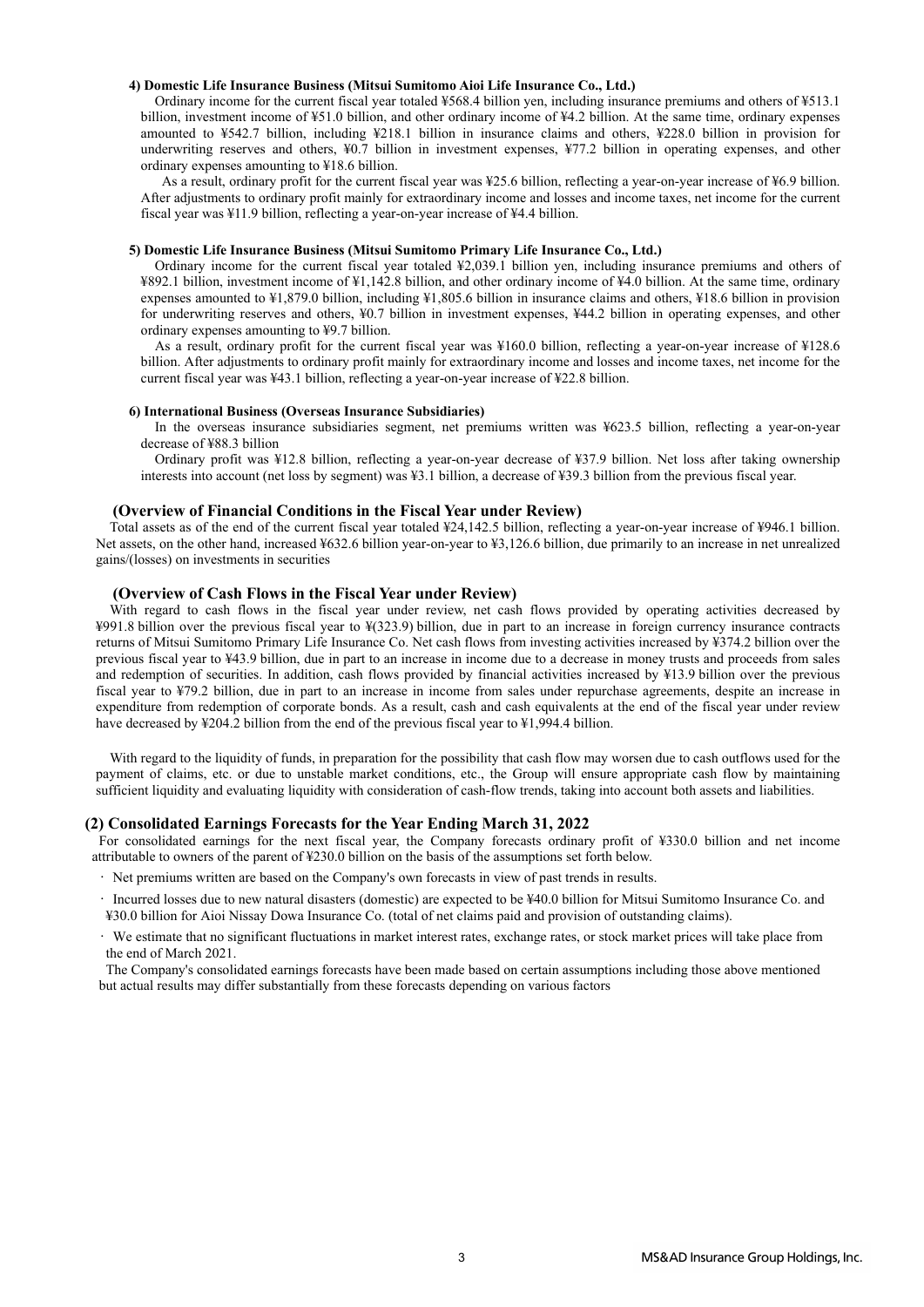#### 4) Domestic Life Insurance Business (Mitsui Sumitomo Aioi Life Insurance Co., Ltd.)

Ordinary income for the current fiscal year totaled ¥568.4 billion yen, including insurance premiums and others of ¥513.1 billion, investment income of ¥51.0 billion, and other ordinary income of ¥4.2 billion. At the same time, ordinary expenses amounted to ¥542.7 billion, including ¥218.1 billion in insurance claims and others, ¥228.0 billion in provision for underwriting reserves and others, ¥0.7 billion in investment expenses, ¥77.2 billion in operating expenses, and other ordinary expenses amounting to ¥18.6 billion.

As a result, ordinary profit for the current fiscal year was ¥25.6 billion, reflecting a year-on-year increase of ¥6.9 billion. After adjustments to ordinary profit mainly for extraordinary income and losses and income taxes, net income for the current fiscal year was ¥11.9 billion, reflecting a year-on-year increase of ¥4.4 billion.

#### 5) Domestic Life Insurance Business (Mitsui Sumitomo Primary Life Insurance Co., Ltd.)

Ordinary income for the current fiscal year totaled ¥2,039.1 billion yen, including insurance premiums and others of ¥892.1 billion, investment income of ¥1,142.8 billion, and other ordinary income of ¥4.0 billion. At the same time, ordinary expenses amounted to ¥1,879.0 billion, including ¥1,805.6 billion in insurance claims and others, ¥18.6 billion in provision for underwriting reserves and others, ¥0.7 billion in investment expenses, ¥44.2 billion in operating expenses, and other ordinary expenses amounting to ¥9.7 billion.

As a result, ordinary profit for the current fiscal year was ¥160.0 billion, reflecting a year-on-year increase of ¥128.6 billion. After adjustments to ordinary profit mainly for extraordinary income and losses and income taxes, net income for the current fiscal year was ¥43.1 billion, reflecting a year-on-year increase of ¥22.8 billion.

#### 6) International Business (Overseas Insurance Subsidiaries)

In the overseas insurance subsidiaries segment, net premiums written was ¥623.5 billion, reflecting a year-on-year decrease of ¥88.3 billion

Ordinary profit was ¥12.8 billion, reflecting a year-on-year decrease of ¥37.9 billion. Net loss after taking ownership interests into account (net loss by segment) was ¥3.1 billion, a decrease of ¥39.3 billion from the previous fiscal year.

### (Overview of Financial Conditions in the Fiscal Year under Review)

Total assets as of the end of the current fiscal year totaled ¥24,142.5 billion, reflecting a year-on-year increase of ¥946.1 billion. Net assets, on the other hand, increased ¥632.6 billion year-on-year to ¥3,126.6 billion, due primarily to an increase in net unrealized gains/(losses) on investments in securities

### (Overview of Cash Flows in the Fiscal Year under Review)

With regard to cash flows in the fiscal year under review, net cash flows provided by operating activities decreased by ¥991.8 billion over the previous fiscal year to ¥(323.9) billion, due in part to an increase in foreign currency insurance contracts returns of Mitsui Sumitomo Primary Life Insurance Co. Net cash flows from investing activities increased by ¥374.2 billion over the previous fiscal year to ¥43.9 billion, due in part to an increase in income due to a decrease in money trusts and proceeds from sales and redemption of securities. In addition, cash flows provided by financial activities increased by ¥13.9 billion over the previous fiscal year to ¥79.2 billion, due in part to an increase in income from sales under repurchase agreements, despite an increase in expenditure from redemption of corporate bonds. As a result, cash and cash equivalents at the end of the fiscal year under review have decreased by ¥204.2 billion from the end of the previous fiscal year to ¥1,994.4 billion.

With regard to the liquidity of funds, in preparation for the possibility that cash flow may worsen due to cash outflows used for the payment of claims, etc. or due to unstable market conditions, etc., the Group will ensure appropriate cash flow by maintaining sufficient liquidity and evaluating liquidity with consideration of cash-flow trends, taking into account both assets and liabilities.

## (2) Consolidated Earnings Forecasts for the Year Ending March 31, 2022

For consolidated earnings for the next fiscal year, the Company forecasts ordinary profit of ¥330.0 billion and net income attributable to owners of the parent of ¥230.0 billion on the basis of the assumptions set forth below.

- Net premiums written are based on the Company's own forecasts in view of past trends in results.
- Incurred losses due to new natural disasters (domestic) are expected to be ¥40.0 billion for Mitsui Sumitomo Insurance Co. and ¥30.0 billion for Aioi Nissay Dowa Insurance Co. (total of net claims paid and provision of outstanding claims).
- We estimate that no significant fluctuations in market interest rates, exchange rates, or stock market prices will take place from the end of March 2021.

The Company's consolidated earnings forecasts have been made based on certain assumptions including those above mentioned but actual results may differ substantially from these forecasts depending on various factors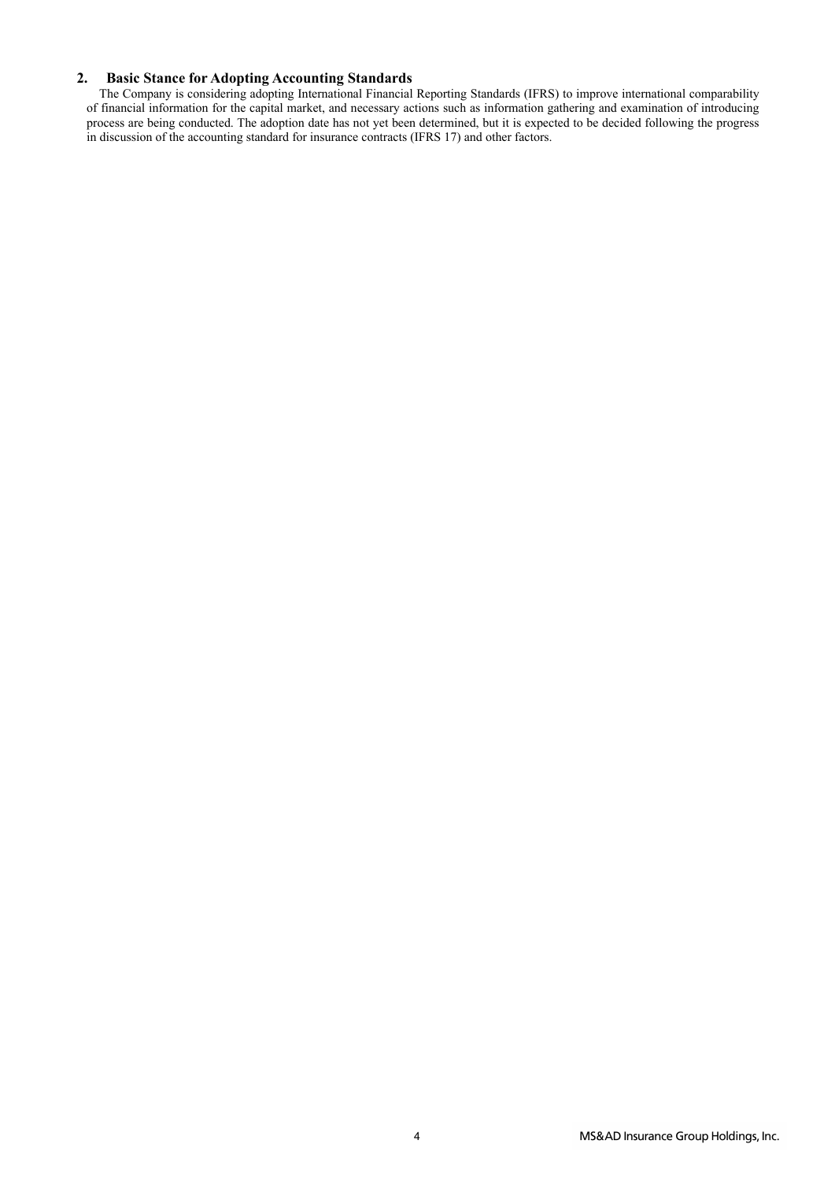## 2. Basic Stance for Adopting Accounting Standards

The Company is considering adopting International Financial Reporting Standards (IFRS) to improve international comparability of financial information for the capital market, and necessary actions such as information gathering and examination of introducing process are being conducted. The adoption date has not yet been determined, but it is expected to be decided following the progress in discussion of the accounting standard for insurance contracts (IFRS 17) and other factors.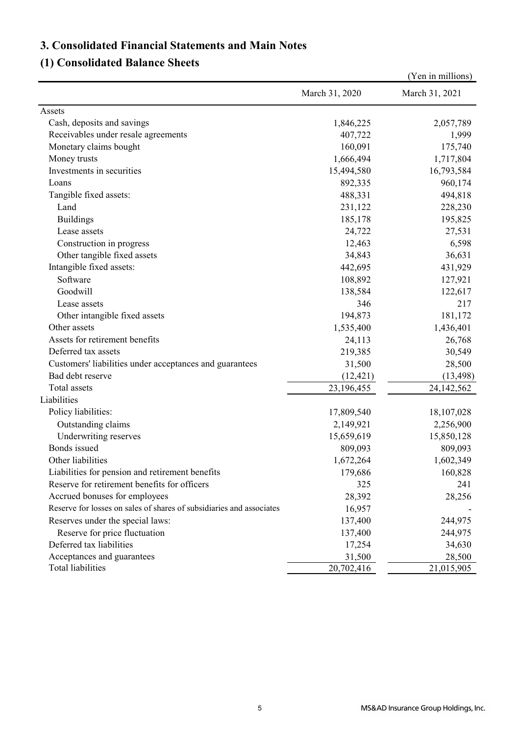# 3. Consolidated Financial Statements and Main Notes

## (1) Consolidated Balance Sheets

(Yen in millions)

| | March 31, 2020 | March 31, 2021 |
|---|---|---|
| Assets | | |
| Cash, deposits and savings | 1,846,225 | 2,057,789 |
| Receivables under resale agreements | 407,722 | 1,999 |
| Monetary claims bought | 160,091 | 175,740 |
| Money trusts | 1,666,494 | 1,717,804 |
| Investments in securities | 15,494,580 | 16,793,584 |
| Loans | 892,335 | 960,174 |
| Tangible fixed assets: | 488,331 | 494,818 |
| Land | 231,122 | 228,230 |
| Buildings | 185,178 | 195,825 |
| Lease assets | 24,722 | 27,531 |
| Construction in progress | 12,463 | 6,598 |
| Other tangible fixed assets | 34,843 | 36,631 |
| Intangible fixed assets: | 442,695 | 431,929 |
| Software | 108,892 | 127,921 |
| Goodwill | 138,584 | 122,617 |
| Lease assets | 346 | 217 |
| Other intangible fixed assets | 194,873 | 181,172 |
| Other assets | 1,535,400 | 1,436,401 |
| Assets for retirement benefits | 24,113 | 26,768 |
| Deferred tax assets | 219,385 | 30,549 |
| Customers' liabilities under acceptances and guarantees | 31,500 | 28,500 |
| Bad debt reserve | (12,421) | (13,498) |
| Total assets | 23,196,455 | 24,142,562 |
| Liabilities | | |
| Policy liabilities: | 17,809,540 | 18,107,028 |
| Outstanding claims | 2,149,921 | 2,256,900 |
| Underwriting reserves | 15,659,619 | 15,850,128 |
| Bonds issued | 809,093 | 809,093 |
| Other liabilities | 1,672,264 | 1,602,349 |
| Liabilities for pension and retirement benefits | 179,686 | 160,828 |
| Reserve for retirement benefits for officers | 325 | 241 |
| Accrued bonuses for employees | 28,392 | 28,256 |
| Reserve for losses on sales of shares of subsidiaries and associates | 16,957 | - |
| Reserves under the special laws: | 137,400 | 244,975 |
| Reserve for price fluctuation | 137,400 | 244,975 |
| Deferred tax liabilities | 17,254 | 34,630 |
| Acceptances and guarantees | 31,500 | 28,500 |
| Total liabilities | 20,702,416 | 21,015,905 |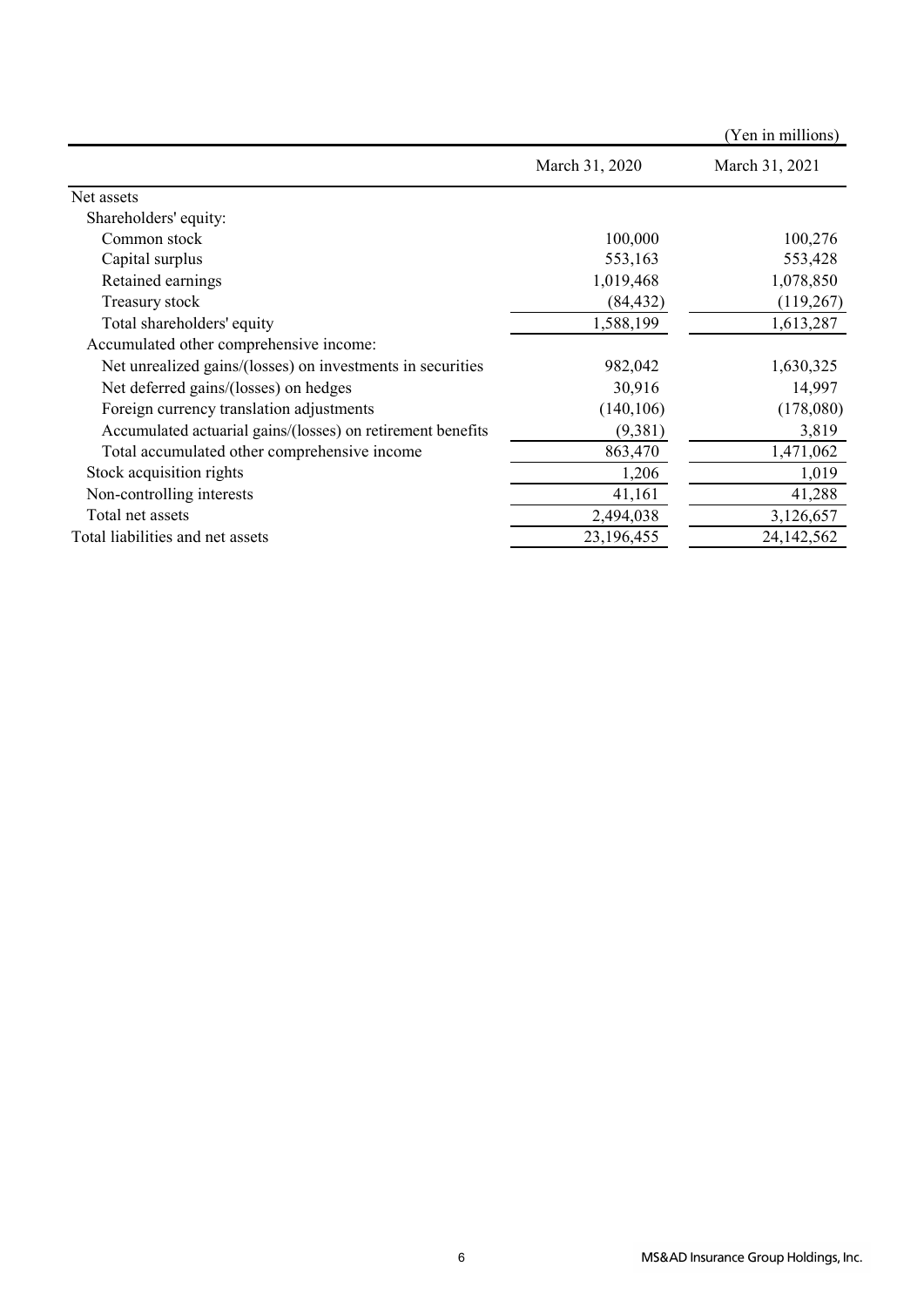(Yen in millions)

| | March 31, 2020 | March 31, 2021 |
|---|---|---|
| Net assets | | |
| Shareholders' equity: | | |
| Common stock | 100,000 | 100,276 |
| Capital surplus | 553,163 | 553,428 |
| Retained earnings | 1,019,468 | 1,078,850 |
| Treasury stock | (84,432) | (119,267) |
| Total shareholders' equity | 1,588,199 | 1,613,287 |
| Accumulated other comprehensive income: | | |
| Net unrealized gains/(losses) on investments in securities | 982,042 | 1,630,325 |
| Net deferred gains/(losses) on hedges | 30,916 | 14,997 |
| Foreign currency translation adjustments | (140,106) | (178,080) |
| Accumulated actuarial gains/(losses) on retirement benefits | (9,381) | 3,819 |
| Total accumulated other comprehensive income | 863,470 | 1,471,062 |
| Stock acquisition rights | 1,206 | 1,019 |
| Non-controlling interests | 41,161 | 41,288 |
| Total net assets | 2,494,038 | 3,126,657 |
| Total liabilities and net assets | 23,196,455 | 24,142,562 |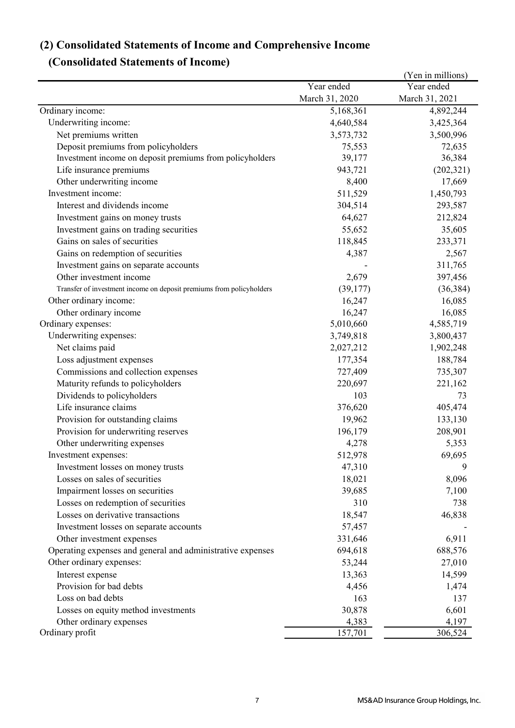## (2) Consolidated Statements of Income and Comprehensive Income

### (Consolidated Statements of Income)

(Yen in millions)

| | Year ended March 31, 2020 | Year ended March 31, 2021 |
|---|---|---|
| Ordinary income: | 5,168,361 | 4,892,244 |
| Underwriting income: | 4,640,584 | 3,425,364 |
| Net premiums written | 3,573,732 | 3,500,996 |
| Deposit premiums from policyholders | 75,553 | 72,635 |
| Investment income on deposit premiums from policyholders | 39,177 | 36,384 |
| Life insurance premiums | 943,721 | (202,321) |
| Other underwriting income | 8,400 | 17,669 |
| Investment income: | 511,529 | 1,450,793 |
| Interest and dividends income | 304,514 | 293,587 |
| Investment gains on money trusts | 64,627 | 212,824 |
| Investment gains on trading securities | 55,652 | 35,605 |
| Gains on sales of securities | 118,845 | 233,371 |
| Gains on redemption of securities | 4,387 | 2,567 |
| Investment gains on separate accounts | - | 311,765 |
| Other investment income | 2,679 | 397,456 |
| Transfer of investment income on deposit premiums from policyholders | (39,177) | (36,384) |
| Other ordinary income: | 16,247 | 16,085 |
| Other ordinary income | 16,247 | 16,085 |
| Ordinary expenses: | 5,010,660 | 4,585,719 |
| Underwriting expenses: | 3,749,818 | 3,800,437 |
| Net claims paid | 2,027,212 | 1,902,248 |
| Loss adjustment expenses | 177,354 | 188,784 |
| Commissions and collection expenses | 727,409 | 735,307 |
| Maturity refunds to policyholders | 220,697 | 221,162 |
| Dividends to policyholders | 103 | 73 |
| Life insurance claims | 376,620 | 405,474 |
| Provision for outstanding claims | 19,962 | 133,130 |
| Provision for underwriting reserves | 196,179 | 208,901 |
| Other underwriting expenses | 4,278 | 5,353 |
| Investment expenses: | 512,978 | 69,695 |
| Investment losses on money trusts | 47,310 | 9 |
| Losses on sales of securities | 18,021 | 8,096 |
| Impairment losses on securities | 39,685 | 7,100 |
| Losses on redemption of securities | 310 | 738 |
| Losses on derivative transactions | 18,547 | 46,838 |
| Investment losses on separate accounts | 57,457 | - |
| Other investment expenses | 331,646 | 6,911 |
| Operating expenses and general and administrative expenses | 694,618 | 688,576 |
| Other ordinary expenses: | 53,244 | 27,010 |
| Interest expense | 13,363 | 14,599 |
| Provision for bad debts | 4,456 | 1,474 |
| Loss on bad debts | 163 | 137 |
| Losses on equity method investments | 30,878 | 6,601 |
| Other ordinary expenses | 4,383 | 4,197 |
| Ordinary profit | 157,701 | 306,524 |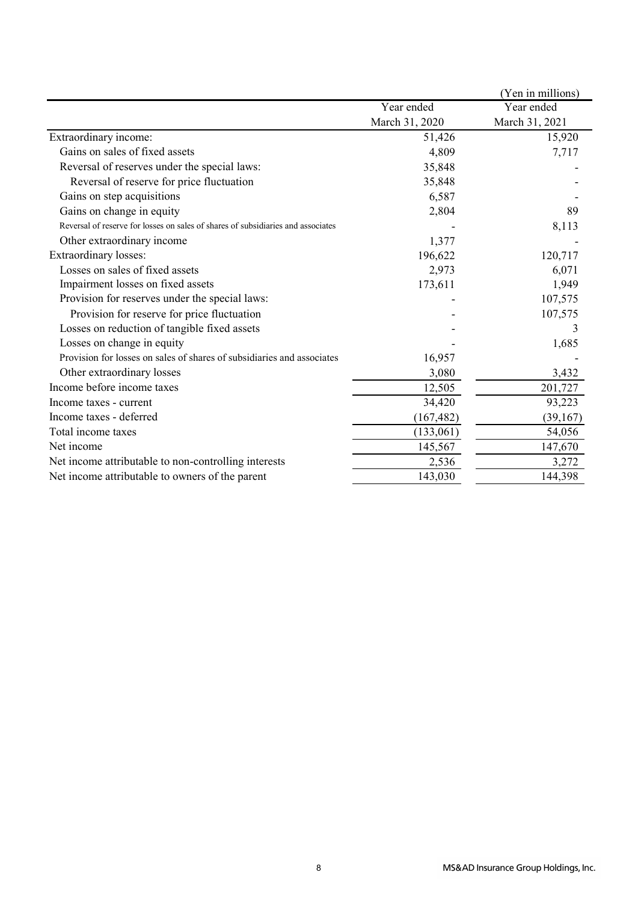(Yen in millions)

| | Year ended March 31, 2020 | Year ended March 31, 2021 |
|---|---|---|
| Extraordinary income: | 51,426 | 15,920 |
| Gains on sales of fixed assets | 4,809 | 7,717 |
| Reversal of reserves under the special laws: | 35,848 | - |
| Reversal of reserve for price fluctuation | 35,848 | - |
| Gains on step acquisitions | 6,587 | - |
| Gains on change in equity | 2,804 | 89 |
| Reversal of reserve for losses on sales of shares of subsidiaries and associates | - | 8,113 |
| Other extraordinary income | 1,377 | - |
| Extraordinary losses: | 196,622 | 120,717 |
| Losses on sales of fixed assets | 2,973 | 6,071 |
| Impairment losses on fixed assets | 173,611 | 1,949 |
| Provision for reserves under the special laws: | - | 107,575 |
| Provision for reserve for price fluctuation | - | 107,575 |
| Losses on reduction of tangible fixed assets | - | 3 |
| Losses on change in equity | - | 1,685 |
| Provision for losses on sales of shares of subsidiaries and associates | 16,957 | - |
| Other extraordinary losses | 3,080 | 3,432 |
| Income before income taxes | 12,505 | 201,727 |
| Income taxes - current | 34,420 | 93,223 |
| Income taxes - deferred | (167,482) | (39,167) |
| Total income taxes | (133,061) | 54,056 |
| Net income | 145,567 | 147,670 |
| Net income attributable to non-controlling interests | 2,536 | 3,272 |
| Net income attributable to owners of the parent | 143,030 | 144,398 |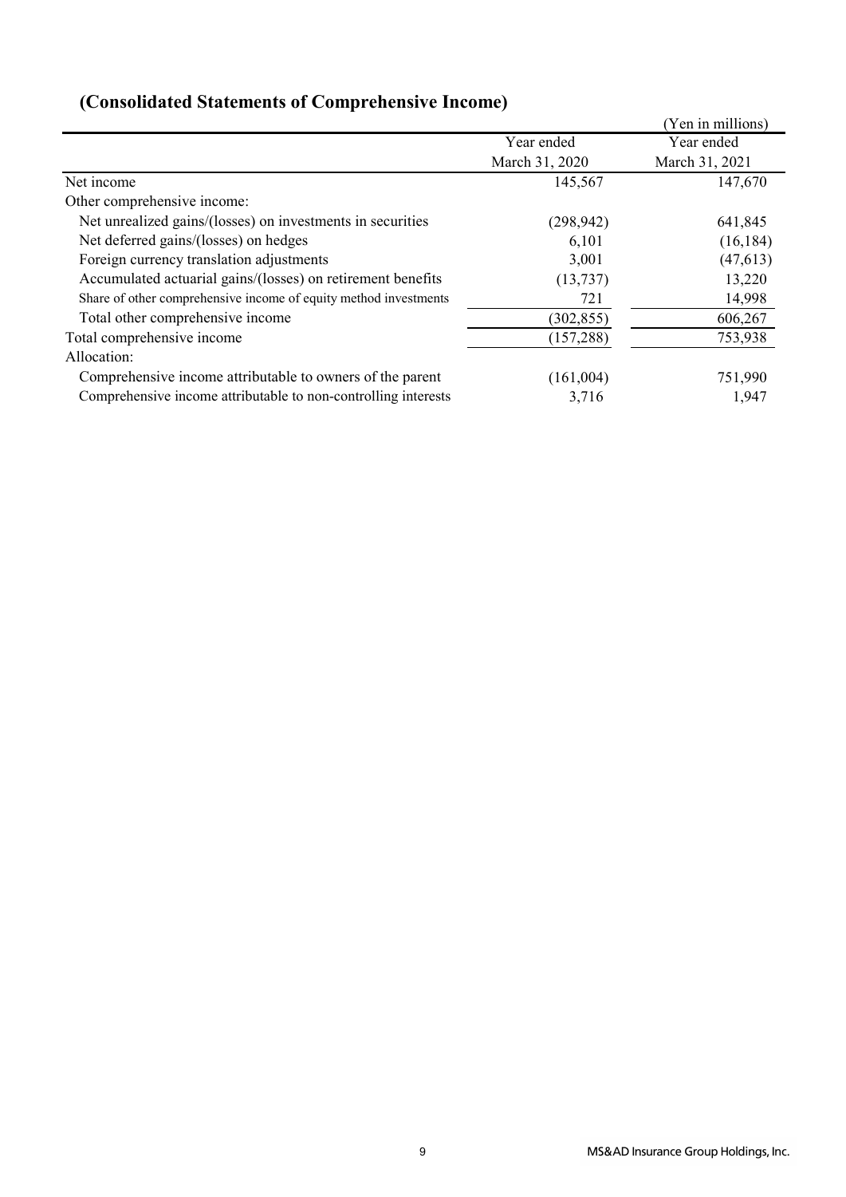## (Consolidated Statements of Comprehensive Income)

(Yen in millions)

| | Year ended March 31, 2020 | Year ended March 31, 2021 |
|---|---|---|
| Net income | 145,567 | 147,670 |
| Other comprehensive income: | | |
| Net unrealized gains/(losses) on investments in securities | (298,942) | 641,845 |
| Net deferred gains/(losses) on hedges | 6,101 | (16,184) |
| Foreign currency translation adjustments | 3,001 | (47,613) |
| Accumulated actuarial gains/(losses) on retirement benefits | (13,737) | 13,220 |
| Share of other comprehensive income of equity method investments | 721 | 14,998 |
| Total other comprehensive income | (302,855) | 606,267 |
| Total comprehensive income | (157,288) | 753,938 |
| Allocation: | | |
| Comprehensive income attributable to owners of the parent | (161,004) | 751,990 |
| Comprehensive income attributable to non-controlling interests | 3,716 | 1,947 |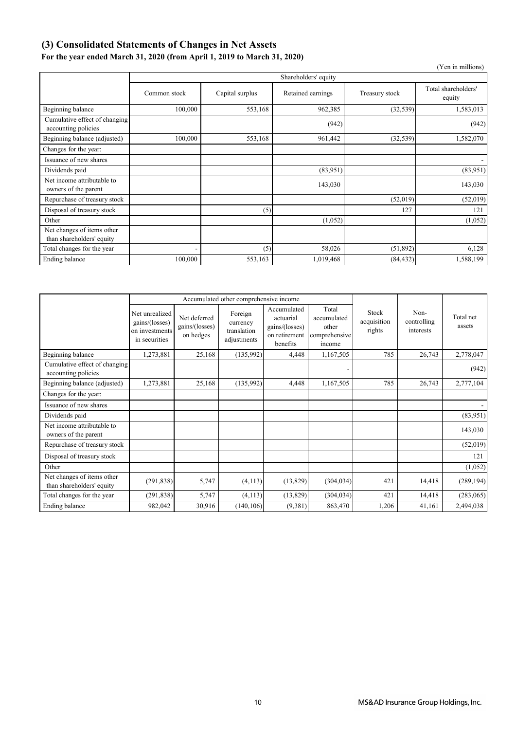## (3) Consolidated Statements of Changes in Net Assets

**For the year ended March 31, 2020 (from April 1, 2019 to March 31, 2020)**

(Yen in millions)

| | Shareholders' equity | | | | |
|---|---|---|---|---|---|
| | Common stock | Capital surplus | Retained earnings | Treasury stock | Total shareholders' equity |
| Beginning balance | 100,000 | 553,168 | 962,385 | (32,539) | 1,583,013 |
| Cumulative effect of changing accounting policies | | | (942) | | (942) |
| Beginning balance (adjusted) | 100,000 | 553,168 | 961,442 | (32,539) | 1,582,070 |
| Changes for the year: | | | | | |
| Issuance of new shares | | | | | - |
| Dividends paid | | | (83,951) | | (83,951) |
| Net income attributable to owners of the parent | | | 143,030 | | 143,030 |
| Repurchase of treasury stock | | | | (52,019) | (52,019) |
| Disposal of treasury stock | | (5) | | 127 | 121 |
| Other | | | (1,052) | | (1,052) |
| Net changes of items other than shareholders' equity | | | | | |
| Total changes for the year | - | (5) | 58,026 | (51,892) | 6,128 |
| Ending balance | 100,000 | 553,163 | 1,019,468 | (84,432) | 1,588,199 |

| | Accumulated other comprehensive income | | | | | Stock acquisition rights | Non-controlling interests | Total net assets |
|---|---|---|---|---|---|---|---|---|
| | Net unrealized gains/(losses) on investments in securities | Net deferred gains/(losses) on hedges | Foreign currency translation adjustments | Accumulated actuarial gains/(losses) on retirement benefits | Total accumulated other comprehensive income | | | |
| Beginning balance | 1,273,881 | 25,168 | (135,992) | 4,448 | 1,167,505 | 785 | 26,743 | 2,778,047 |
| Cumulative effect of changing accounting policies | | | | | - | | | (942) |
| Beginning balance (adjusted) | 1,273,881 | 25,168 | (135,992) | 4,448 | 1,167,505 | 785 | 26,743 | 2,777,104 |
| Changes for the year: | | | | | | | | |
| Issuance of new shares | | | | | | | | - |
| Dividends paid | | | | | | | | (83,951) |
| Net income attributable to owners of the parent | | | | | | | | 143,030 |
| Repurchase of treasury stock | | | | | | | | (52,019) |
| Disposal of treasury stock | | | | | | | | 121 |
| Other | | | | | | | | (1,052) |
| Net changes of items other than shareholders' equity | (291,838) | 5,747 | (4,113) | (13,829) | (304,034) | 421 | 14,418 | (289,194) |
| Total changes for the year | (291,838) | 5,747 | (4,113) | (13,829) | (304,034) | 421 | 14,418 | (283,065) |
| Ending balance | 982,042 | 30,916 | (140,106) | (9,381) | 863,470 | 1,206 | 41,161 | 2,494,038 |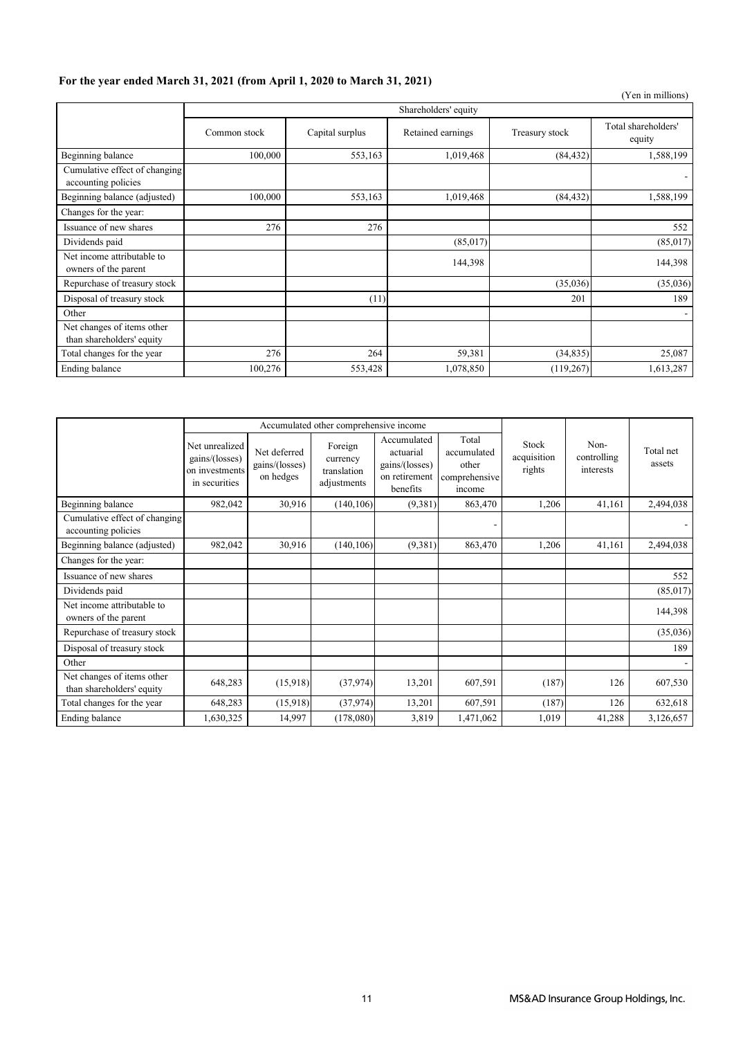**For the year ended March 31, 2021 (from April 1, 2020 to March 31, 2021)**

(Yen in millions)

| | Shareholders' equity | | | | |
|---|---|---|---|---|---|
| | Common stock | Capital surplus | Retained earnings | Treasury stock | Total shareholders' equity |
| Beginning balance | 100,000 | 553,163 | 1,019,468 | (84,432) | 1,588,199 |
| Cumulative effect of changing accounting policies | | | | | - |
| Beginning balance (adjusted) | 100,000 | 553,163 | 1,019,468 | (84,432) | 1,588,199 |
| Changes for the year: | | | | | |
| Issuance of new shares | 276 | 276 | | | 552 |
| Dividends paid | | | (85,017) | | (85,017) |
| Net income attributable to owners of the parent | | | 144,398 | | 144,398 |
| Repurchase of treasury stock | | | | (35,036) | (35,036) |
| Disposal of treasury stock | | (11) | | 201 | 189 |
| Other | | | | | - |
| Net changes of items other than shareholders' equity | | | | | |
| Total changes for the year | 276 | 264 | 59,381 | (34,835) | 25,087 |
| Ending balance | 100,276 | 553,428 | 1,078,850 | (119,267) | 1,613,287 |

| | Accumulated other comprehensive income | | | | | Stock acquisition rights | Non-controlling interests | Total net assets |
|---|---|---|---|---|---|---|---|---|
| | Net unrealized gains/(losses) on investments in securities | Net deferred gains/(losses) on hedges | Foreign currency translation adjustments | Accumulated actuarial gains/(losses) on retirement benefits | Total accumulated other comprehensive income | | | |
| Beginning balance | 982,042 | 30,916 | (140,106) | (9,381) | 863,470 | 1,206 | 41,161 | 2,494,038 |
| Cumulative effect of changing accounting policies | | | | | - | | | - |
| Beginning balance (adjusted) | 982,042 | 30,916 | (140,106) | (9,381) | 863,470 | 1,206 | 41,161 | 2,494,038 |
| Changes for the year: | | | | | | | | |
| Issuance of new shares | | | | | | | | 552 |
| Dividends paid | | | | | | | | (85,017) |
| Net income attributable to owners of the parent | | | | | | | | 144,398 |
| Repurchase of treasury stock | | | | | | | | (35,036) |
| Disposal of treasury stock | | | | | | | | 189 |
| Other | | | | | | | | - |
| Net changes of items other than shareholders' equity | 648,283 | (15,918) | (37,974) | 13,201 | 607,591 | (187) | 126 | 607,530 |
| Total changes for the year | 648,283 | (15,918) | (37,974) | 13,201 | 607,591 | (187) | 126 | 632,618 |
| Ending balance | 1,630,325 | 14,997 | (178,080) | 3,819 | 1,471,062 | 1,019 | 41,288 | 3,126,657 |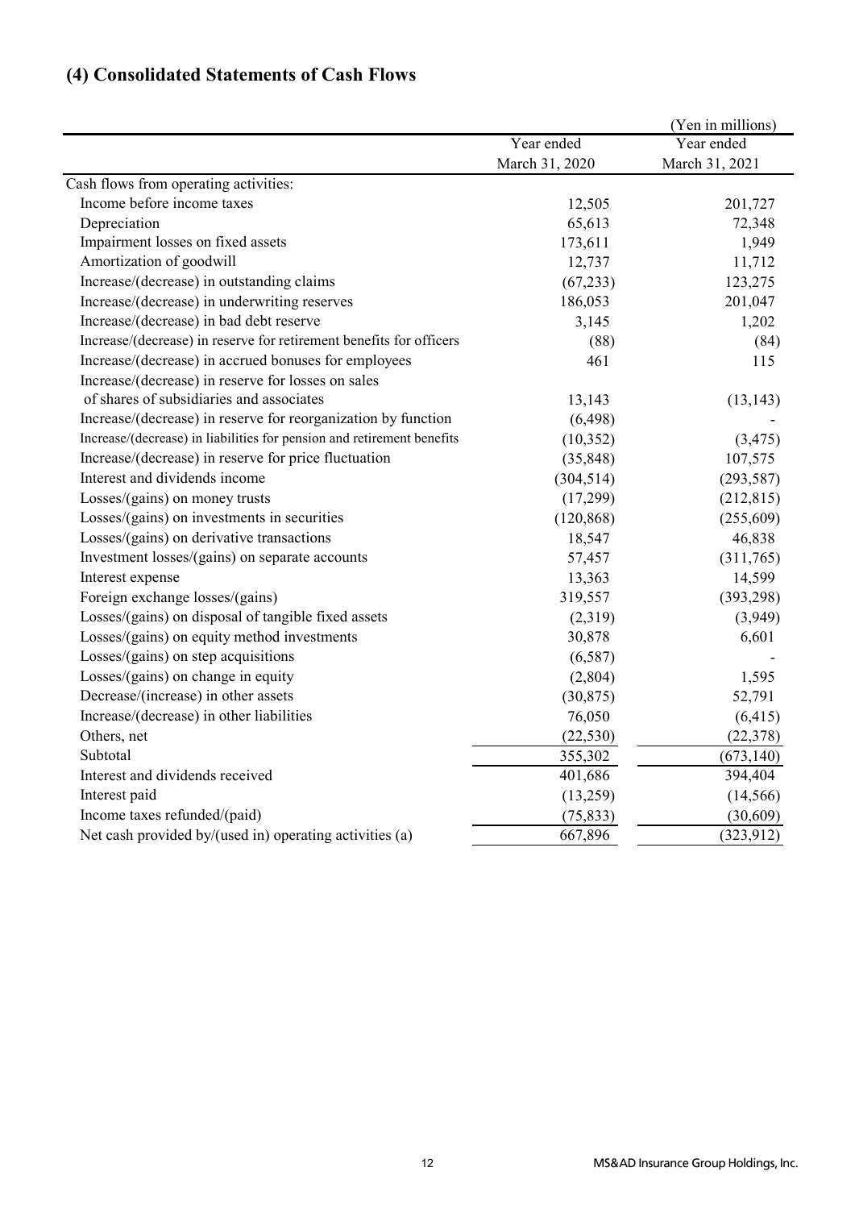## (4) Consolidated Statements of Cash Flows

(Yen in millions)

| | Year ended March 31, 2020 | Year ended March 31, 2021 |
|---|---|---|
| Cash flows from operating activities: | | |
| Income before income taxes | 12,505 | 201,727 |
| Depreciation | 65,613 | 72,348 |
| Impairment losses on fixed assets | 173,611 | 1,949 |
| Amortization of goodwill | 12,737 | 11,712 |
| Increase/(decrease) in outstanding claims | (67,233) | 123,275 |
| Increase/(decrease) in underwriting reserves | 186,053 | 201,047 |
| Increase/(decrease) in bad debt reserve | 3,145 | 1,202 |
| Increase/(decrease) in reserve for retirement benefits for officers | (88) | (84) |
| Increase/(decrease) in accrued bonuses for employees | 461 | 115 |
| Increase/(decrease) in reserve for losses on sales of shares of subsidiaries and associates | 13,143 | (13,143) |
| Increase/(decrease) in reserve for reorganization by function | (6,498) | - |
| Increase/(decrease) in liabilities for pension and retirement benefits | (10,352) | (3,475) |
| Increase/(decrease) in reserve for price fluctuation | (35,848) | 107,575 |
| Interest and dividends income | (304,514) | (293,587) |
| Losses/(gains) on money trusts | (17,299) | (212,815) |
| Losses/(gains) on investments in securities | (120,868) | (255,609) |
| Losses/(gains) on derivative transactions | 18,547 | 46,838 |
| Investment losses/(gains) on separate accounts | 57,457 | (311,765) |
| Interest expense | 13,363 | 14,599 |
| Foreign exchange losses/(gains) | 319,557 | (393,298) |
| Losses/(gains) on disposal of tangible fixed assets | (2,319) | (3,949) |
| Losses/(gains) on equity method investments | 30,878 | 6,601 |
| Losses/(gains) on step acquisitions | (6,587) | - |
| Losses/(gains) on change in equity | (2,804) | 1,595 |
| Decrease/(increase) in other assets | (30,875) | 52,791 |
| Increase/(decrease) in other liabilities | 76,050 | (6,415) |
| Others, net | (22,530) | (22,378) |
| Subtotal | 355,302 | (673,140) |
| Interest and dividends received | 401,686 | 394,404 |
| Interest paid | (13,259) | (14,566) |
| Income taxes refunded/(paid) | (75,833) | (30,609) |
| Net cash provided by/(used in) operating activities (a) | 667,896 | (323,912) |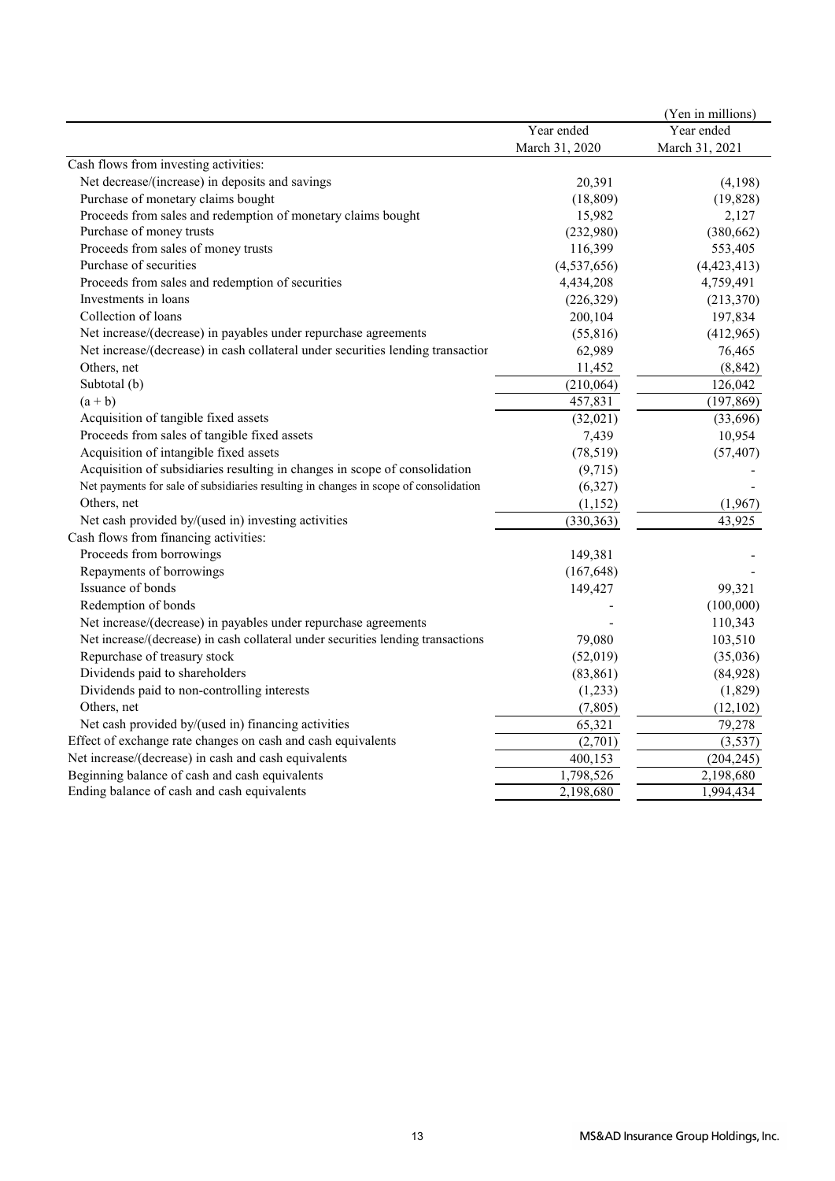(Yen in millions)

| | Year ended March 31, 2020 | Year ended March 31, 2021 |
|---|---|---|
| Cash flows from investing activities: | | |
| Net decrease/(increase) in deposits and savings | 20,391 | (4,198) |
| Purchase of monetary claims bought | (18,809) | (19,828) |
| Proceeds from sales and redemption of monetary claims bought | 15,982 | 2,127 |
| Purchase of money trusts | (232,980) | (380,662) |
| Proceeds from sales of money trusts | 116,399 | 553,405 |
| Purchase of securities | (4,537,656) | (4,423,413) |
| Proceeds from sales and redemption of securities | 4,434,208 | 4,759,491 |
| Investments in loans | (226,329) | (213,370) |
| Collection of loans | 200,104 | 197,834 |
| Net increase/(decrease) in payables under repurchase agreements | (55,816) | (412,965) |
| Net increase/(decrease) in cash collateral under securities lending transactior | 62,989 | 76,465 |
| Others, net | 11,452 | (8,842) |
| Subtotal (b) | (210,064) | 126,042 |
| (a + b) | 457,831 | (197,869) |
| Acquisition of tangible fixed assets | (32,021) | (33,696) |
| Proceeds from sales of tangible fixed assets | 7,439 | 10,954 |
| Acquisition of intangible fixed assets | (78,519) | (57,407) |
| Acquisition of subsidiaries resulting in changes in scope of consolidation | (9,715) | - |
| Net payments for sale of subsidiaries resulting in changes in scope of consolidation | (6,327) | - |
| Others, net | (1,152) | (1,967) |
| Net cash provided by/(used in) investing activities | (330,363) | 43,925 |
| Cash flows from financing activities: | | |
| Proceeds from borrowings | 149,381 | - |
| Repayments of borrowings | (167,648) | - |
| Issuance of bonds | 149,427 | 99,321 |
| Redemption of bonds | - | (100,000) |
| Net increase/(decrease) in payables under repurchase agreements | - | 110,343 |
| Net increase/(decrease) in cash collateral under securities lending transactions | 79,080 | 103,510 |
| Repurchase of treasury stock | (52,019) | (35,036) |
| Dividends paid to shareholders | (83,861) | (84,928) |
| Dividends paid to non-controlling interests | (1,233) | (1,829) |
| Others, net | (7,805) | (12,102) |
| Net cash provided by/(used in) financing activities | 65,321 | 79,278 |
| Effect of exchange rate changes on cash and cash equivalents | (2,701) | (3,537) |
| Net increase/(decrease) in cash and cash equivalents | 400,153 | (204,245) |
| Beginning balance of cash and cash equivalents | 1,798,526 | 2,198,680 |
| Ending balance of cash and cash equivalents | 2,198,680 | 1,994,434 |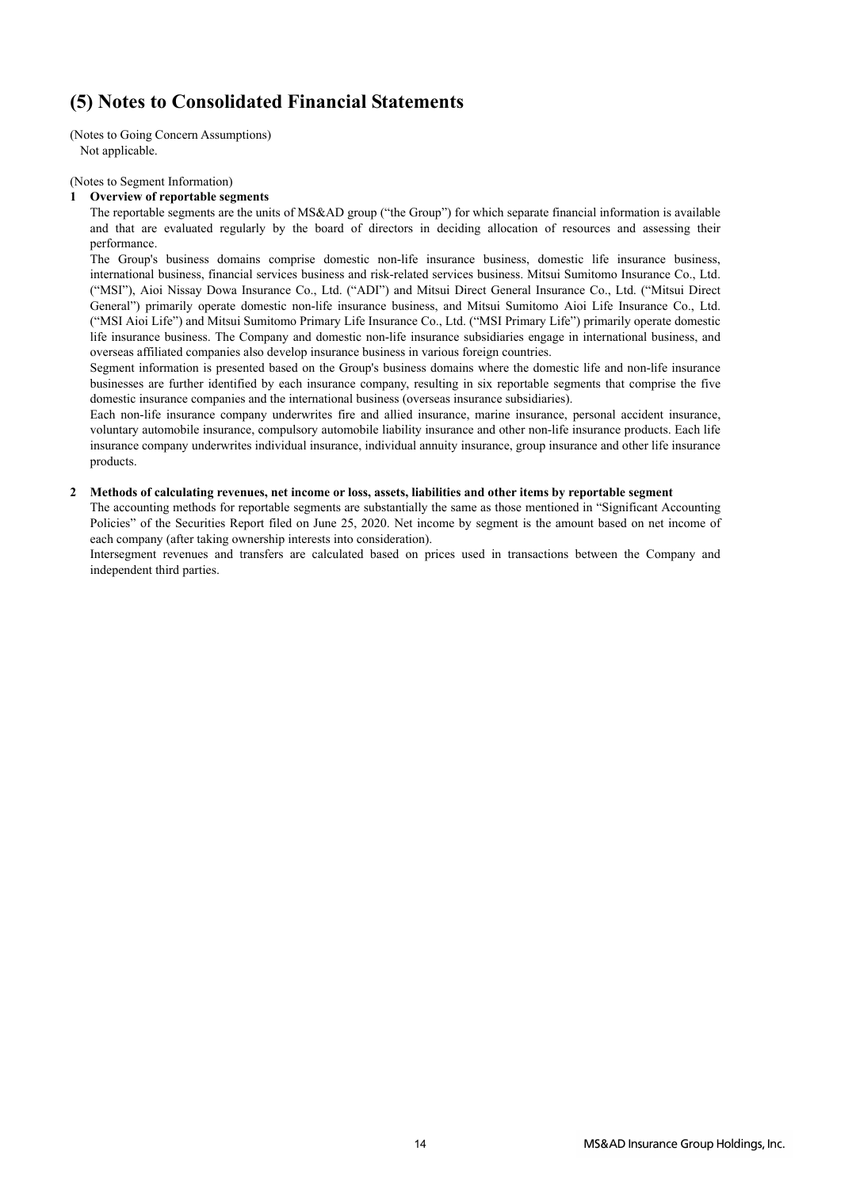## (5) Notes to Consolidated Financial Statements

(Notes to Going Concern Assumptions)
Not applicable.

(Notes to Segment Information)

**1 Overview of reportable segments**

The reportable segments are the units of MS&AD group ("the Group") for which separate financial information is available and that are evaluated regularly by the board of directors in deciding allocation of resources and assessing their performance.

The Group's business domains comprise domestic non-life insurance business, domestic life insurance business, international business, financial services business and risk-related services business. Mitsui Sumitomo Insurance Co., Ltd. ("MSI"), Aioi Nissay Dowa Insurance Co., Ltd. ("ADI") and Mitsui Direct General Insurance Co., Ltd. ("Mitsui Direct General") primarily operate domestic non-life insurance business, and Mitsui Sumitomo Aioi Life Insurance Co., Ltd. ("MSI Aioi Life") and Mitsui Sumitomo Primary Life Insurance Co., Ltd. ("MSI Primary Life") primarily operate domestic life insurance business. The Company and domestic non-life insurance subsidiaries engage in international business, and overseas affiliated companies also develop insurance business in various foreign countries.

Segment information is presented based on the Group's business domains where the domestic life and non-life insurance businesses are further identified by each insurance company, resulting in six reportable segments that comprise the five domestic insurance companies and the international business (overseas insurance subsidiaries).

Each non-life insurance company underwrites fire and allied insurance, marine insurance, personal accident insurance, voluntary automobile insurance, compulsory automobile liability insurance and other non-life insurance products. Each life insurance company underwrites individual insurance, individual annuity insurance, group insurance and other life insurance products.

**2 Methods of calculating revenues, net income or loss, assets, liabilities and other items by reportable segment**

The accounting methods for reportable segments are substantially the same as those mentioned in "Significant Accounting Policies" of the Securities Report filed on June 25, 2020. Net income by segment is the amount based on net income of each company (after taking ownership interests into consideration).

Intersegment revenues and transfers are calculated based on prices used in transactions between the Company and independent third parties.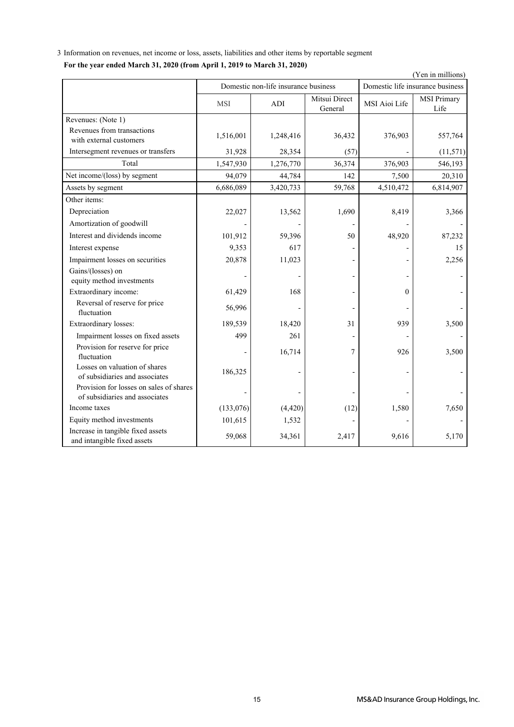3 Information on revenues, net income or loss, assets, liabilities and other items by reportable segment

**For the year ended March 31, 2020 (from April 1, 2019 to March 31, 2020)**

(Yen in millions)

| | Domestic non-life insurance business | | | Domestic life insurance business | |
|---|---|---|---|---|---|
| | MSI | ADI | Mitsui Direct General | MSI Aioi Life | MSI Primary Life |
| Revenues: (Note 1) | | | | | |
| Revenues from transactions with external customers | 1,516,001 | 1,248,416 | 36,432 | 376,903 | 557,764 |
| Intersegment revenues or transfers | 31,928 | 28,354 | (57) | - | (11,571) |
| Total | 1,547,930 | 1,276,770 | 36,374 | 376,903 | 546,193 |
| Net income/(loss) by segment | 94,079 | 44,784 | 142 | 7,500 | 20,310 |
| Assets by segment | 6,686,089 | 3,420,733 | 59,768 | 4,510,472 | 6,814,907 |
| Other items: | | | | | |
| Depreciation | 22,027 | 13,562 | 1,690 | 8,419 | 3,366 |
| Amortization of goodwill | - | - | - | - | - |
| Interest and dividends income | 101,912 | 59,396 | 50 | 48,920 | 87,232 |
| Interest expense | 9,353 | 617 | - | - | 15 |
| Impairment losses on securities | 20,878 | 11,023 | - | - | 2,256 |
| Gains/(losses) on equity method investments | - | - | - | - | - |
| Extraordinary income: | 61,429 | 168 | - | 0 | - |
| Reversal of reserve for price fluctuation | 56,996 | - | - | - | - |
| Extraordinary losses: | 189,539 | 18,420 | 31 | 939 | 3,500 |
| Impairment losses on fixed assets | 499 | 261 | - | - | - |
| Provision for reserve for price fluctuation | - | 16,714 | 7 | 926 | 3,500 |
| Losses on valuation of shares of subsidiaries and associates | 186,325 | - | - | - | - |
| Provision for losses on sales of shares of subsidiaries and associates | - | - | - | - | - |
| Income taxes | (133,076) | (4,420) | (12) | 1,580 | 7,650 |
| Equity method investments | 101,615 | 1,532 | - | - | - |
| Increase in tangible fixed assets and intangible fixed assets | 59,068 | 34,361 | 2,417 | 9,616 | 5,170 |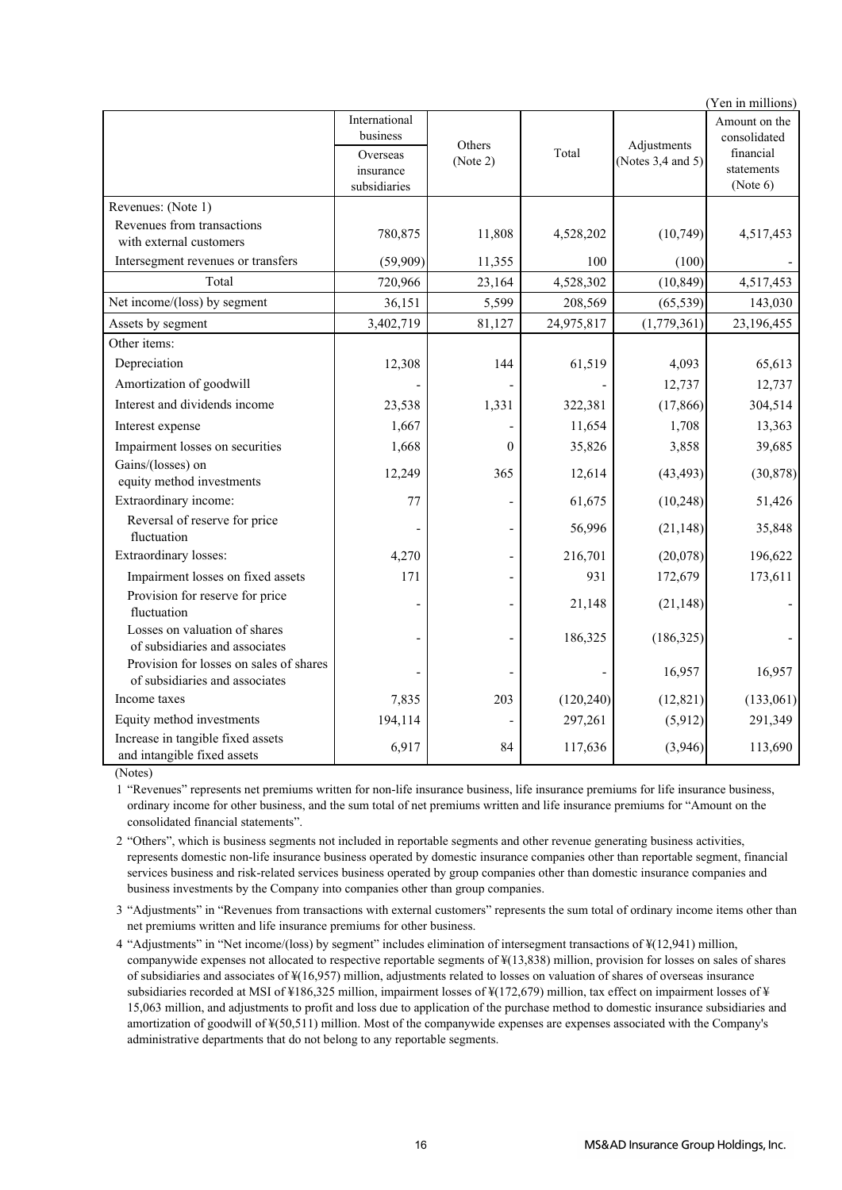(Yen in millions)

| | International business | Others (Note 2) | Total | Adjustments (Notes 3,4 and 5) | Amount on the consolidated financial statements (Note 6) |
|---|---|---|---|---|---|
| | Overseas insurance subsidiaries | | | | |
| Revenues: (Note 1) | | | | | |
| Revenues from transactions with external customers | 780,875 | 11,808 | 4,528,202 | (10,749) | 4,517,453 |
| Intersegment revenues or transfers | (59,909) | 11,355 | 100 | (100) | - |
| Total | 720,966 | 23,164 | 4,528,302 | (10,849) | 4,517,453 |
| Net income/(loss) by segment | 36,151 | 5,599 | 208,569 | (65,539) | 143,030 |
| Assets by segment | 3,402,719 | 81,127 | 24,975,817 | (1,779,361) | 23,196,455 |
| Other items: | | | | | |
| Depreciation | 12,308 | 144 | 61,519 | 4,093 | 65,613 |
| Amortization of goodwill | - | - | - | 12,737 | 12,737 |
| Interest and dividends income | 23,538 | 1,331 | 322,381 | (17,866) | 304,514 |
| Interest expense | 1,667 | - | 11,654 | 1,708 | 13,363 |
| Impairment losses on securities | 1,668 | 0 | 35,826 | 3,858 | 39,685 |
| Gains/(losses) on equity method investments | 12,249 | 365 | 12,614 | (43,493) | (30,878) |
| Extraordinary income: | 77 | - | 61,675 | (10,248) | 51,426 |
| Reversal of reserve for price fluctuation | - | - | 56,996 | (21,148) | 35,848 |
| Extraordinary losses: | 4,270 | - | 216,701 | (20,078) | 196,622 |
| Impairment losses on fixed assets | 171 | - | 931 | 172,679 | 173,611 |
| Provision for reserve for price fluctuation | - | - | 21,148 | (21,148) | - |
| Losses on valuation of shares of subsidiaries and associates | - | - | 186,325 | (186,325) | - |
| Provision for losses on sales of shares of subsidiaries and associates | - | - | - | 16,957 | 16,957 |
| Income taxes | 7,835 | 203 | (120,240) | (12,821) | (133,061) |
| Equity method investments | 194,114 | - | 297,261 | (5,912) | 291,349 |
| Increase in tangible fixed assets and intangible fixed assets | 6,917 | 84 | 117,636 | (3,946) | 113,690 |

(Notes)

1 "Revenues" represents net premiums written for non-life insurance business, life insurance premiums for life insurance business, ordinary income for other business, and the sum total of net premiums written and life insurance premiums for "Amount on the consolidated financial statements".

2 "Others", which is business segments not included in reportable segments and other revenue generating business activities, represents domestic non-life insurance business operated by domestic insurance companies other than reportable segment, financial services business and risk-related services business operated by group companies other than domestic insurance companies and business investments by the Company into companies other than group companies.

3 "Adjustments" in "Revenues from transactions with external customers" represents the sum total of ordinary income items other than net premiums written and life insurance premiums for other business.

4 "Adjustments" in "Net income/(loss) by segment" includes elimination of intersegment transactions of ¥(12,941) million, companywide expenses not allocated to respective reportable segments of ¥(13,838) million, provision for losses on sales of shares of subsidiaries and associates of ¥(16,957) million, adjustments related to losses on valuation of shares of overseas insurance subsidiaries recorded at MSI of ¥186,325 million, impairment losses of ¥(172,679) million, tax effect on impairment losses of ¥ 15,063 million, and adjustments to profit and loss due to application of the purchase method to domestic insurance subsidiaries and amortization of goodwill of ¥(50,511) million. Most of the companywide expenses are expenses associated with the Company's administrative departments that do not belong to any reportable segments.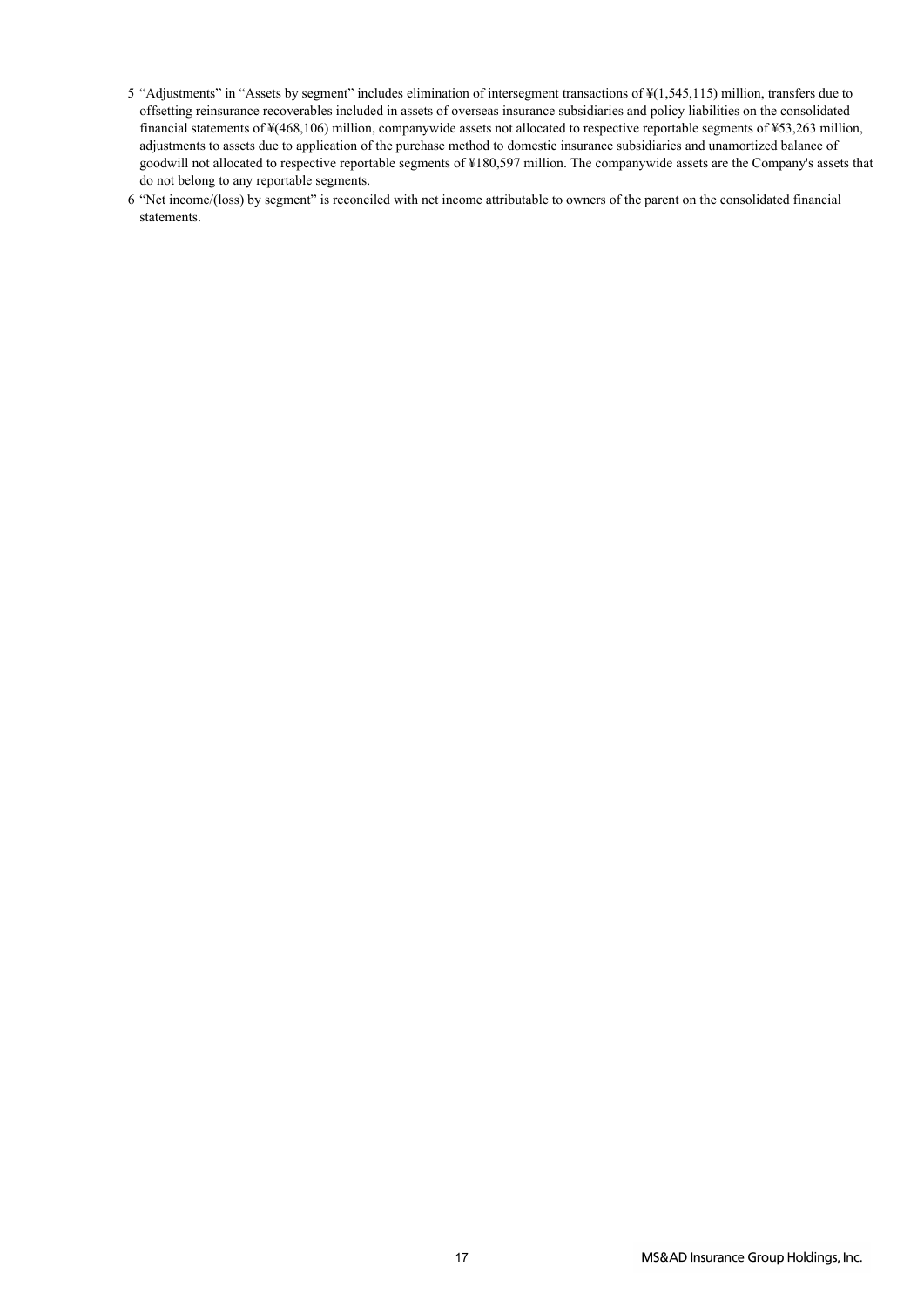5 "Adjustments" in "Assets by segment" includes elimination of intersegment transactions of ¥(1,545,115) million, transfers due to offsetting reinsurance recoverables included in assets of overseas insurance subsidiaries and policy liabilities on the consolidated financial statements of ¥(468,106) million, companywide assets not allocated to respective reportable segments of ¥53,263 million, adjustments to assets due to application of the purchase method to domestic insurance subsidiaries and unamortized balance of goodwill not allocated to respective reportable segments of ¥180,597 million. The companywide assets are the Company's assets that do not belong to any reportable segments.

6 "Net income/(loss) by segment" is reconciled with net income attributable to owners of the parent on the consolidated financial statements.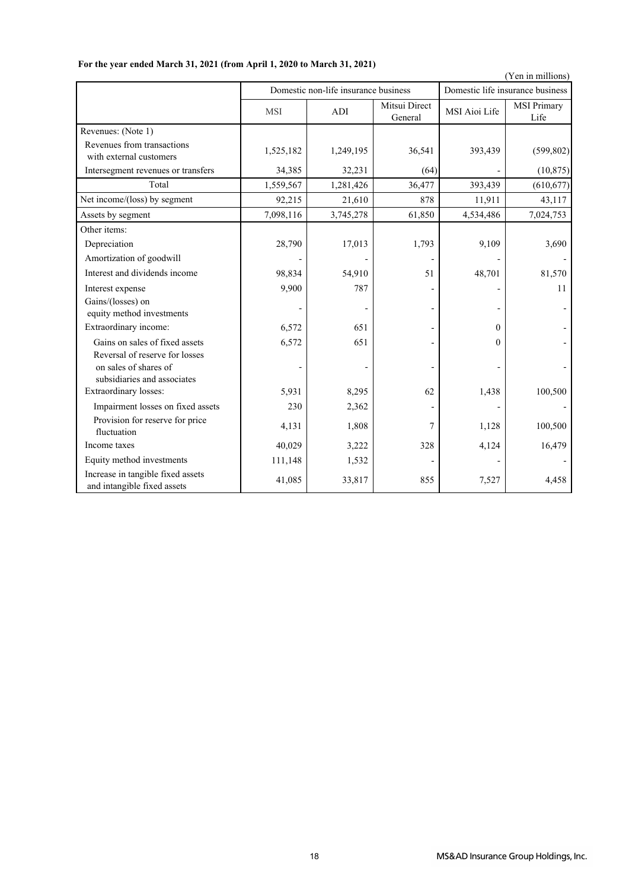**For the year ended March 31, 2021 (from April 1, 2020 to March 31, 2021)**

(Yen in millions)

| | Domestic non-life insurance business | | | Domestic life insurance business | |
|---|---|---|---|---|---|
| | MSI | ADI | Mitsui Direct General | MSI Aioi Life | MSI Primary Life |
| Revenues: (Note 1) | | | | | |
| Revenues from transactions with external customers | 1,525,182 | 1,249,195 | 36,541 | 393,439 | (599,802) |
| Intersegment revenues or transfers | 34,385 | 32,231 | (64) | - | (10,875) |
| Total | 1,559,567 | 1,281,426 | 36,477 | 393,439 | (610,677) |
| Net income/(loss) by segment | 92,215 | 21,610 | 878 | 11,911 | 43,117 |
| Assets by segment | 7,098,116 | 3,745,278 | 61,850 | 4,534,486 | 7,024,753 |
| Other items: | | | | | |
| Depreciation | 28,790 | 17,013 | 1,793 | 9,109 | 3,690 |
| Amortization of goodwill | - | - | - | - | - |
| Interest and dividends income | 98,834 | 54,910 | 51 | 48,701 | 81,570 |
| Interest expense | 9,900 | 787 | - | - | 11 |
| Gains/(losses) on equity method investments | - | - | - | - | - |
| Extraordinary income: | 6,572 | 651 | - | 0 | - |
| Gains on sales of fixed assets | 6,572 | 651 | - | 0 | - |
| Reversal of reserve for losses on sales of shares of subsidiaries and associates | - | - | - | - | - |
| Extraordinary losses: | 5,931 | 8,295 | 62 | 1,438 | 100,500 |
| Impairment losses on fixed assets | 230 | 2,362 | - | - | - |
| Provision for reserve for price fluctuation | 4,131 | 1,808 | 7 | 1,128 | 100,500 |
| Income taxes | 40,029 | 3,222 | 328 | 4,124 | 16,479 |
| Equity method investments | 111,148 | 1,532 | - | - | - |
| Increase in tangible fixed assets and intangible fixed assets | 41,085 | 33,817 | 855 | 7,527 | 4,458 |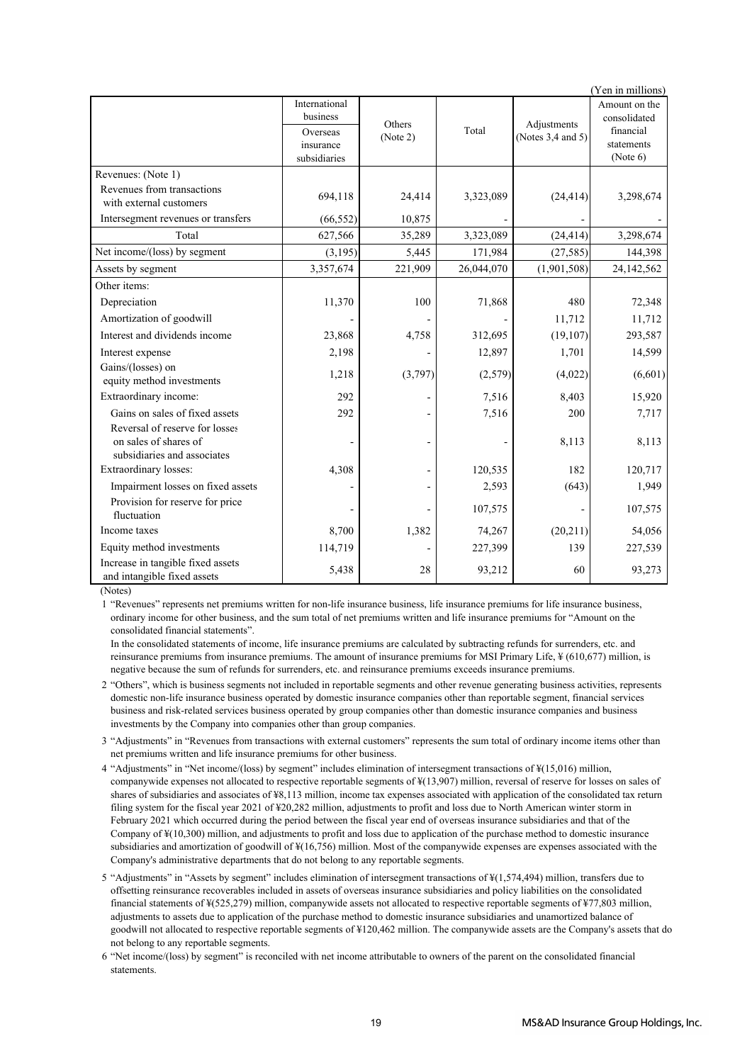(Yen in millions)

| | International business | Others (Note 2) | Total | Adjustments (Notes 3,4 and 5) | Amount on the consolidated financial statements (Note 6) |
|---|---|---|---|---|---|
| | Overseas insurance subsidiaries | | | | |
| Revenues: (Note 1) | | | | | |
| Revenues from transactions with external customers | 694,118 | 24,414 | 3,323,089 | (24,414) | 3,298,674 |
| Intersegment revenues or transfers | (66,552) | 10,875 | - | - | - |
| Total | 627,566 | 35,289 | 3,323,089 | (24,414) | 3,298,674 |
| Net income/(loss) by segment | (3,195) | 5,445 | 171,984 | (27,585) | 144,398 |
| Assets by segment | 3,357,674 | 221,909 | 26,044,070 | (1,901,508) | 24,142,562 |
| Other items: | | | | | |
| Depreciation | 11,370 | 100 | 71,868 | 480 | 72,348 |
| Amortization of goodwill | - | - | - | 11,712 | 11,712 |
| Interest and dividends income | 23,868 | 4,758 | 312,695 | (19,107) | 293,587 |
| Interest expense | 2,198 | - | 12,897 | 1,701 | 14,599 |
| Gains/(losses) on equity method investments | 1,218 | (3,797) | (2,579) | (4,022) | (6,601) |
| Extraordinary income: | 292 | - | 7,516 | 8,403 | 15,920 |
| Gains on sales of fixed assets | 292 | - | 7,516 | 200 | 7,717 |
| Reversal of reserve for losses on sales of shares of subsidiaries and associates | - | - | - | 8,113 | 8,113 |
| Extraordinary losses: | 4,308 | - | 120,535 | 182 | 120,717 |
| Impairment losses on fixed assets | - | - | 2,593 | (643) | 1,949 |
| Provision for reserve for price fluctuation | - | - | 107,575 | - | 107,575 |
| Income taxes | 8,700 | 1,382 | 74,267 | (20,211) | 54,056 |
| Equity method investments | 114,719 | - | 227,399 | 139 | 227,539 |
| Increase in tangible fixed assets and intangible fixed assets | 5,438 | 28 | 93,212 | 60 | 93,273 |

(Notes)

1 "Revenues" represents net premiums written for non-life insurance business, life insurance premiums for life insurance business, ordinary income for other business, and the sum total of net premiums written and life insurance premiums for "Amount on the consolidated financial statements".
In the consolidated statements of income, life insurance premiums are calculated by subtracting refunds for surrenders, etc. and reinsurance premiums from insurance premiums. The amount of insurance premiums for MSI Primary Life, ¥ (610,677) million, is negative because the sum of refunds for surrenders, etc. and reinsurance premiums exceeds insurance premiums.

2 "Others", which is business segments not included in reportable segments and other revenue generating business activities, represents domestic non-life insurance business operated by domestic insurance companies other than reportable segment, financial services business and risk-related services business operated by group companies other than domestic insurance companies and business investments by the Company into companies other than group companies.

3 "Adjustments" in "Revenues from transactions with external customers" represents the sum total of ordinary income items other than net premiums written and life insurance premiums for other business.

4 "Adjustments" in "Net income/(loss) by segment" includes elimination of intersegment transactions of ¥(15,016) million, companywide expenses not allocated to respective reportable segments of ¥(13,907) million, reversal of reserve for losses on sales of shares of subsidiaries and associates of ¥8,113 million, income tax expenses associated with application of the consolidated tax return filing system for the fiscal year 2021 of ¥20,282 million, adjustments to profit and loss due to North American winter storm in February 2021 which occurred during the period between the fiscal year end of overseas insurance subsidiaries and that of the Company of ¥(10,300) million, and adjustments to profit and loss due to application of the purchase method to domestic insurance subsidiaries and amortization of goodwill of ¥(16,756) million. Most of the companywide expenses are expenses associated with the Company's administrative departments that do not belong to any reportable segments.

5 "Adjustments" in "Assets by segment" includes elimination of intersegment transactions of ¥(1,574,494) million, transfers due to offsetting reinsurance recoverables included in assets of overseas insurance subsidiaries and policy liabilities on the consolidated financial statements of ¥(525,279) million, companywide assets not allocated to respective reportable segments of ¥77,803 million, adjustments to assets due to application of the purchase method to domestic insurance subsidiaries and unamortized balance of goodwill not allocated to respective reportable segments of ¥120,462 million. The companywide assets are the Company's assets that do not belong to any reportable segments.

6 "Net income/(loss) by segment" is reconciled with net income attributable to owners of the parent on the consolidated financial statements.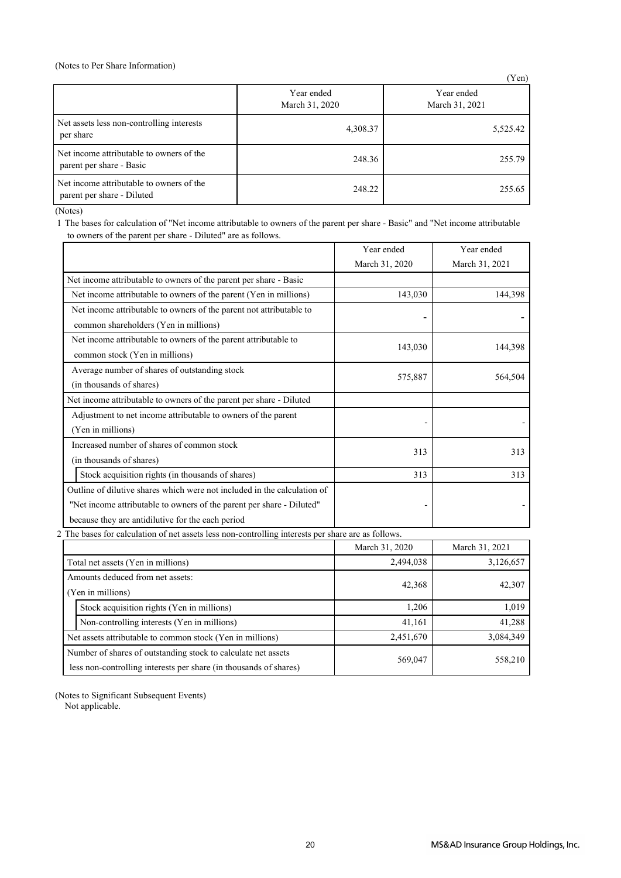(Notes to Per Share Information)

(Yen)

| | Year ended March 31, 2020 | Year ended March 31, 2021 |
|---|---|---|
| Net assets less non-controlling interests per share | 4,308.37 | 5,525.42 |
| Net income attributable to owners of the parent per share - Basic | 248.36 | 255.79 |
| Net income attributable to owners of the parent per share - Diluted | 248.22 | 255.65 |

(Notes)

1 The bases for calculation of "Net income attributable to owners of the parent per share - Basic" and "Net income attributable to owners of the parent per share - Diluted" are as follows.

| | Year ended March 31, 2020 | Year ended March 31, 2021 |
|---|---|---|
| Net income attributable to owners of the parent per share - Basic | | |
| Net income attributable to owners of the parent (Yen in millions) | 143,030 | 144,398 |
| Net income attributable to owners of the parent not attributable to common shareholders (Yen in millions) | - | - |
| Net income attributable to owners of the parent attributable to common stock (Yen in millions) | 143,030 | 144,398 |
| Average number of shares of outstanding stock (in thousands of shares) | 575,887 | 564,504 |
| Net income attributable to owners of the parent per share - Diluted | | |
| Adjustment to net income attributable to owners of the parent (Yen in millions) | - | - |
| Increased number of shares of common stock (in thousands of shares) | 313 | 313 |
| Stock acquisition rights (in thousands of shares) | 313 | 313 |
| Outline of dilutive shares which were not included in the calculation of "Net income attributable to owners of the parent per share - Diluted" because they are antidilutive for the each period | - | - |

2 The bases for calculation of net assets less non-controlling interests per share are as follows.

| | March 31, 2020 | March 31, 2021 |
|---|---|---|
| Total net assets (Yen in millions) | 2,494,038 | 3,126,657 |
| Amounts deduced from net assets: (Yen in millions) | 42,368 | 42,307 |
| Stock acquisition rights (Yen in millions) | 1,206 | 1,019 |
| Non-controlling interests (Yen in millions) | 41,161 | 41,288 |
| Net assets attributable to common stock (Yen in millions) | 2,451,670 | 3,084,349 |
| Number of shares of outstanding stock to calculate net assets less non-controlling interests per share (in thousands of shares) | 569,047 | 558,210 |

(Notes to Significant Subsequent Events)

Not applicable.